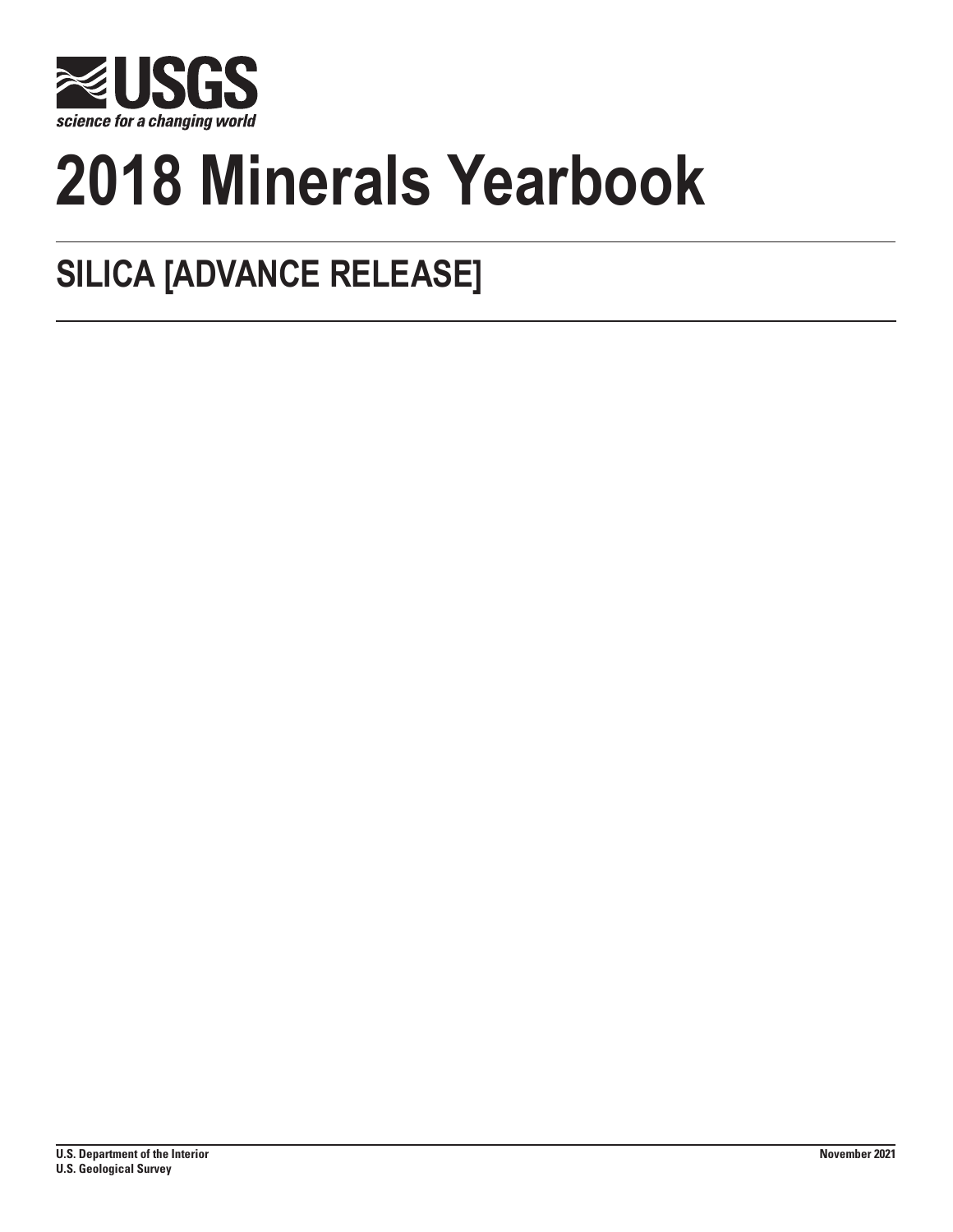USGS

science for a changing world

# 2018 Minerals Yearbook

## SILICA [ADVANCE RELEASE]

**U.S. Department of the Interior**
**U.S. Geological Survey**

**November 2021**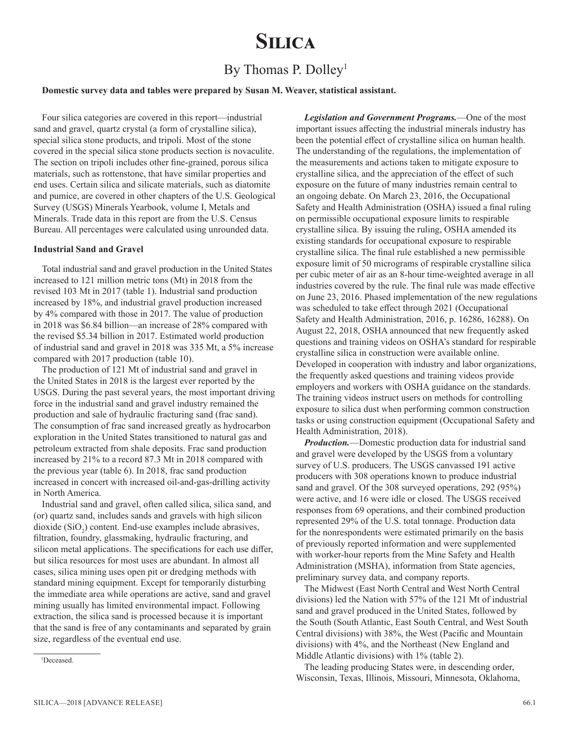# Silica

## By Thomas P. Dolley[1]

**Domestic survey data and tables were prepared by Susan M. Weaver, statistical assistant.**

Four silica categories are covered in this report—industrial sand and gravel, quartz crystal (a form of crystalline silica), special silica stone products, and tripoli. Most of the stone covered in the special silica stone products section is novaculite. The section on tripoli includes other fine-grained, porous silica materials, such as rottenstone, that have similar properties and end uses. Certain silica and silicate materials, such as diatomite and pumice, are covered in other chapters of the U.S. Geological Survey (USGS) Minerals Yearbook, volume I, Metals and Minerals. Trade data in this report are from the U.S. Census Bureau. All percentages were calculated using unrounded data.

### Industrial Sand and Gravel

Total industrial sand and gravel production in the United States increased to 121 million metric tons (Mt) in 2018 from the revised 103 Mt in 2017 (table 1). Industrial sand production increased by 18%, and industrial gravel production increased by 4% compared with those in 2017. The value of production in 2018 was $6.84 billion—an increase of 28% compared with the revised $5.34 billion in 2017. Estimated world production of industrial sand and gravel in 2018 was 335 Mt, a 5% increase compared with 2017 production (table 10).

The production of 121 Mt of industrial sand and gravel in the United States in 2018 is the largest ever reported by the USGS. During the past several years, the most important driving force in the industrial sand and gravel industry remained the production and sale of hydraulic fracturing sand (frac sand). The consumption of frac sand increased greatly as hydrocarbon exploration in the United States transitioned to natural gas and petroleum extracted from shale deposits. Frac sand production increased by 21% to a record 87.3 Mt in 2018 compared with the previous year (table 6). In 2018, frac sand production increased in concert with increased oil-and-gas-drilling activity in North America.

Industrial sand and gravel, often called silica, silica sand, and (or) quartz sand, includes sands and gravels with high silicon dioxide ($SiO_2$) content. End-use examples include abrasives, filtration, foundry, glassmaking, hydraulic fracturing, and silicon metal applications. The specifications for each use differ, but silica resources for most uses are abundant. In almost all cases, silica mining uses open pit or dredging methods with standard mining equipment. Except for temporarily disturbing the immediate area while operations are active, sand and gravel mining usually has limited environmental impact. Following extraction, the silica sand is processed because it is important that the sand is free of any contaminants and separated by grain size, regardless of the eventual end use.

***Legislation and Government Programs.***—One of the most important issues affecting the industrial minerals industry has been the potential effect of crystalline silica on human health. The understanding of the regulations, the implementation of the measurements and actions taken to mitigate exposure to crystalline silica, and the appreciation of the effect of such exposure on the future of many industries remain central to an ongoing debate. On March 23, 2016, the Occupational Safety and Health Administration (OSHA) issued a final ruling on permissible occupational exposure limits to respirable crystalline silica. By issuing the ruling, OSHA amended its existing standards for occupational exposure to respirable crystalline silica. The final rule established a new permissible exposure limit of 50 micrograms of respirable crystalline silica per cubic meter of air as an 8-hour time-weighted average in all industries covered by the rule. The final rule was made effective on June 23, 2016. Phased implementation of the new regulations was scheduled to take effect through 2021 (Occupational Safety and Health Administration, 2016, p. 16286, 16288). On August 22, 2018, OSHA announced that new frequently asked questions and training videos on OSHA's standard for respirable crystalline silica in construction were available online. Developed in cooperation with industry and labor organizations, the frequently asked questions and training videos provide employers and workers with OSHA guidance on the standards. The training videos instruct users on methods for controlling exposure to silica dust when performing common construction tasks or using construction equipment (Occupational Safety and Health Administration, 2018).

***Production.***—Domestic production data for industrial sand and gravel were developed by the USGS from a voluntary survey of U.S. producers. The USGS canvassed 191 active producers with 308 operations known to produce industrial sand and gravel. Of the 308 surveyed operations, 292 (95%) were active, and 16 were idle or closed. The USGS received responses from 69 operations, and their combined production represented 29% of the U.S. total tonnage. Production data for the nonrespondents were estimated primarily on the basis of previously reported information and were supplemented with worker-hour reports from the Mine Safety and Health Administration (MSHA), information from State agencies, preliminary survey data, and company reports.

The Midwest (East North Central and West North Central divisions) led the Nation with 57% of the 121 Mt of industrial sand and gravel produced in the United States, followed by the South (South Atlantic, East South Central, and West South Central divisions) with 38%, the West (Pacific and Mountain divisions) with 4%, and the Northeast (New England and Middle Atlantic divisions) with 1% (table 2).

The leading producing States were, in descending order, Wisconsin, Texas, Illinois, Missouri, Minnesota, Oklahoma,

[1]Deceased.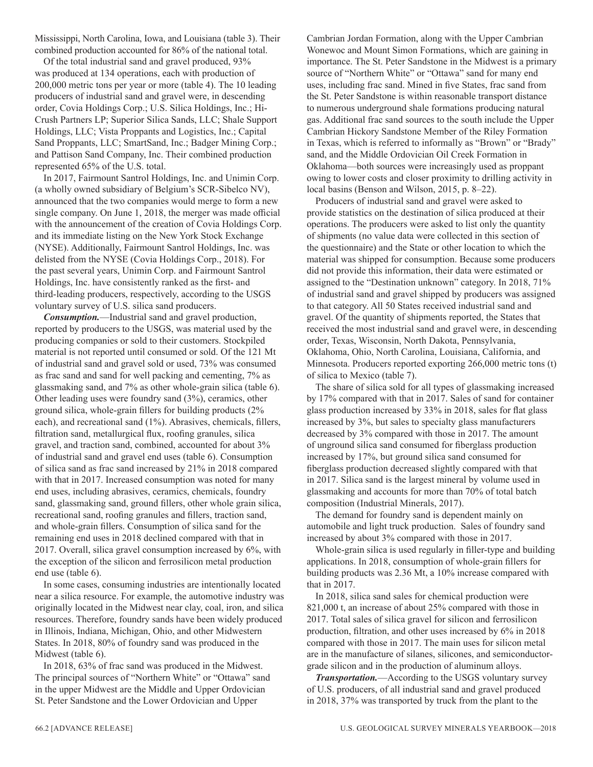Mississippi, North Carolina, Iowa, and Louisiana (table 3). Their combined production accounted for 86% of the national total.

Of the total industrial sand and gravel produced, 93% was produced at 134 operations, each with production of 200,000 metric tons per year or more (table 4). The 10 leading producers of industrial sand and gravel were, in descending order, Covia Holdings Corp.; U.S. Silica Holdings, Inc.; Hi-Crush Partners LP; Superior Silica Sands, LLC; Shale Support Holdings, LLC; Vista Proppants and Logistics, Inc.; Capital Sand Proppants, LLC; SmartSand, Inc.; Badger Mining Corp.; and Pattison Sand Company, Inc. Their combined production represented 65% of the U.S. total.

In 2017, Fairmount Santrol Holdings, Inc. and Unimin Corp. (a wholly owned subsidiary of Belgium's SCR-Sibelco NV), announced that the two companies would merge to form a new single company. On June 1, 2018, the merger was made official with the announcement of the creation of Covia Holdings Corp. and its immediate listing on the New York Stock Exchange (NYSE). Additionally, Fairmount Santrol Holdings, Inc. was delisted from the NYSE (Covia Holdings Corp., 2018). For the past several years, Unimin Corp. and Fairmount Santrol Holdings, Inc. have consistently ranked as the first- and third-leading producers, respectively, according to the USGS voluntary survey of U.S. silica sand producers.

***Consumption.***—Industrial sand and gravel production, reported by producers to the USGS, was material used by the producing companies or sold to their customers. Stockpiled material is not reported until consumed or sold. Of the 121 Mt of industrial sand and gravel sold or used, 73% was consumed as frac sand and sand for well packing and cementing, 7% as glassmaking sand, and 7% as other whole-grain silica (table 6). Other leading uses were foundry sand (3%), ceramics, other ground silica, whole-grain fillers for building products (2% each), and recreational sand (1%). Abrasives, chemicals, fillers, filtration sand, metallurgical flux, roofing granules, silica gravel, and traction sand, combined, accounted for about 3% of industrial sand and gravel end uses (table 6). Consumption of silica sand as frac sand increased by 21% in 2018 compared with that in 2017. Increased consumption was noted for many end uses, including abrasives, ceramics, chemicals, foundry sand, glassmaking sand, ground fillers, other whole grain silica, recreational sand, roofing granules and fillers, traction sand, and whole-grain fillers. Consumption of silica sand for the remaining end uses in 2018 declined compared with that in 2017. Overall, silica gravel consumption increased by 6%, with the exception of the silicon and ferrosilicon metal production end use (table 6).

In some cases, consuming industries are intentionally located near a silica resource. For example, the automotive industry was originally located in the Midwest near clay, coal, iron, and silica resources. Therefore, foundry sands have been widely produced in Illinois, Indiana, Michigan, Ohio, and other Midwestern States. In 2018, 80% of foundry sand was produced in the Midwest (table 6).

In 2018, 63% of frac sand was produced in the Midwest. The principal sources of "Northern White" or "Ottawa" sand in the upper Midwest are the Middle and Upper Ordovician St. Peter Sandstone and the Lower Ordovician and Upper Cambrian Jordan Formation, along with the Upper Cambrian Wonewoc and Mount Simon Formations, which are gaining in importance. The St. Peter Sandstone in the Midwest is a primary source of "Northern White" or "Ottawa" sand for many end uses, including frac sand. Mined in five States, frac sand from the St. Peter Sandstone is within reasonable transport distance to numerous underground shale formations producing natural gas. Additional frac sand sources to the south include the Upper Cambrian Hickory Sandstone Member of the Riley Formation in Texas, which is referred to informally as "Brown" or "Brady" sand, and the Middle Ordovician Oil Creek Formation in Oklahoma—both sources were increasingly used as proppant owing to lower costs and closer proximity to drilling activity in local basins (Benson and Wilson, 2015, p. 8–22).

Producers of industrial sand and gravel were asked to provide statistics on the destination of silica produced at their operations. The producers were asked to list only the quantity of shipments (no value data were collected in this section of the questionnaire) and the State or other location to which the material was shipped for consumption. Because some producers did not provide this information, their data were estimated or assigned to the "Destination unknown" category. In 2018, 71% of industrial sand and gravel shipped by producers was assigned to that category. All 50 States received industrial sand and gravel. Of the quantity of shipments reported, the States that received the most industrial sand and gravel were, in descending order, Texas, Wisconsin, North Dakota, Pennsylvania, Oklahoma, Ohio, North Carolina, Louisiana, California, and Minnesota. Producers reported exporting 266,000 metric tons (t) of silica to Mexico (table 7).

The share of silica sold for all types of glassmaking increased by 17% compared with that in 2017. Sales of sand for container glass production increased by 33% in 2018, sales for flat glass increased by 3%, but sales to specialty glass manufacturers decreased by 3% compared with those in 2017. The amount of unground silica sand consumed for fiberglass production increased by 17%, but ground silica sand consumed for fiberglass production decreased slightly compared with that in 2017. Silica sand is the largest mineral by volume used in glassmaking and accounts for more than 70% of total batch composition (Industrial Minerals, 2017).

The demand for foundry sand is dependent mainly on automobile and light truck production. Sales of foundry sand increased by about 3% compared with those in 2017.

Whole-grain silica is used regularly in filler-type and building applications. In 2018, consumption of whole-grain fillers for building products was 2.36 Mt, a 10% increase compared with that in 2017.

In 2018, silica sand sales for chemical production were 821,000 t, an increase of about 25% compared with those in 2017. Total sales of silica gravel for silicon and ferrosilicon production, filtration, and other uses increased by 6% in 2018 compared with those in 2017. The main uses for silicon metal are in the manufacture of silanes, silicones, and semiconductor-grade silicon and in the production of aluminum alloys.

***Transportation.***—According to the USGS voluntary survey of U.S. producers, of all industrial sand and gravel produced in 2018, 37% was transported by truck from the plant to the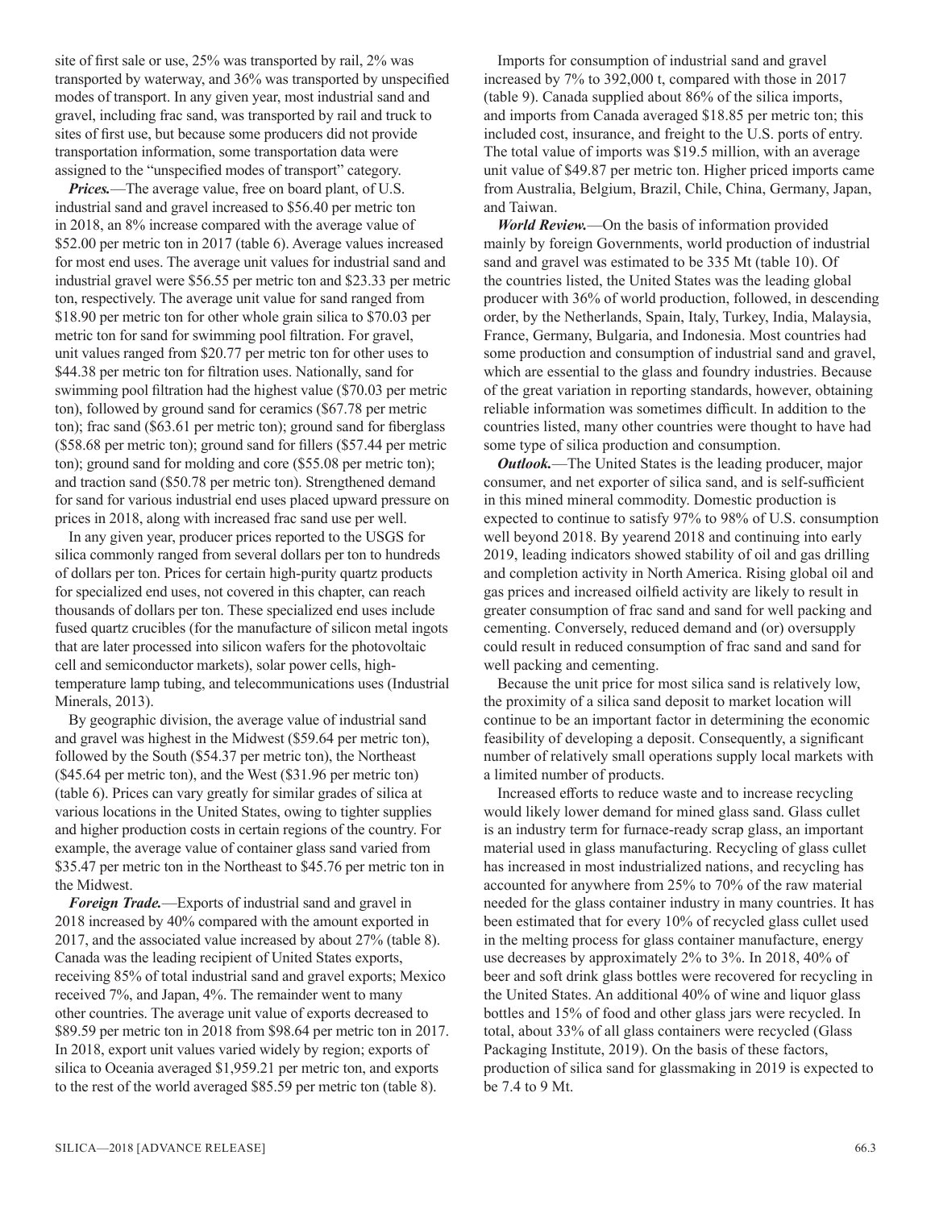site of first sale or use, 25% was transported by rail, 2% was transported by waterway, and 36% was transported by unspecified modes of transport. In any given year, most industrial sand and gravel, including frac sand, was transported by rail and truck to sites of first use, but because some producers did not provide transportation information, some transportation data were assigned to the "unspecified modes of transport" category.

***Prices.***—The average value, free on board plant, of U.S. industrial sand and gravel increased to $56.40 per metric ton in 2018, an 8% increase compared with the average value of $52.00 per metric ton in 2017 (table 6). Average values increased for most end uses. The average unit values for industrial sand and industrial gravel were $56.55 per metric ton and $23.33 per metric ton, respectively. The average unit value for sand ranged from $18.90 per metric ton for other whole grain silica to $70.03 per metric ton for sand for swimming pool filtration. For gravel, unit values ranged from $20.77 per metric ton for other uses to $44.38 per metric ton for filtration uses. Nationally, sand for swimming pool filtration had the highest value ($70.03 per metric ton), followed by ground sand for ceramics ($67.78 per metric ton); frac sand ($63.61 per metric ton); ground sand for fiberglass ($58.68 per metric ton); ground sand for fillers ($57.44 per metric ton); ground sand for molding and core ($55.08 per metric ton); and traction sand ($50.78 per metric ton). Strengthened demand for sand for various industrial end uses placed upward pressure on prices in 2018, along with increased frac sand use per well.

In any given year, producer prices reported to the USGS for silica commonly ranged from several dollars per ton to hundreds of dollars per ton. Prices for certain high-purity quartz products for specialized end uses, not covered in this chapter, can reach thousands of dollars per ton. These specialized end uses include fused quartz crucibles (for the manufacture of silicon metal ingots that are later processed into silicon wafers for the photovoltaic cell and semiconductor markets), solar power cells, high-temperature lamp tubing, and telecommunications uses (Industrial Minerals, 2013).

By geographic division, the average value of industrial sand and gravel was highest in the Midwest ($59.64 per metric ton), followed by the South ($54.37 per metric ton), the Northeast ($45.64 per metric ton), and the West ($31.96 per metric ton) (table 6). Prices can vary greatly for similar grades of silica at various locations in the United States, owing to tighter supplies and higher production costs in certain regions of the country. For example, the average value of container glass sand varied from $35.47 per metric ton in the Northeast to $45.76 per metric ton in the Midwest.

***Foreign Trade.***—Exports of industrial sand and gravel in 2018 increased by 40% compared with the amount exported in 2017, and the associated value increased by about 27% (table 8). Canada was the leading recipient of United States exports, receiving 85% of total industrial sand and gravel exports; Mexico received 7%, and Japan, 4%. The remainder went to many other countries. The average unit value of exports decreased to $89.59 per metric ton in 2018 from $98.64 per metric ton in 2017. In 2018, export unit values varied widely by region; exports of silica to Oceania averaged $1,959.21 per metric ton, and exports to the rest of the world averaged $85.59 per metric ton (table 8).

Imports for consumption of industrial sand and gravel increased by 7% to 392,000 t, compared with those in 2017 (table 9). Canada supplied about 86% of the silica imports, and imports from Canada averaged $18.85 per metric ton; this included cost, insurance, and freight to the U.S. ports of entry. The total value of imports was $19.5 million, with an average unit value of $49.87 per metric ton. Higher priced imports came from Australia, Belgium, Brazil, Chile, China, Germany, Japan, and Taiwan.

***World Review.***—On the basis of information provided mainly by foreign Governments, world production of industrial sand and gravel was estimated to be 335 Mt (table 10). Of the countries listed, the United States was the leading global producer with 36% of world production, followed, in descending order, by the Netherlands, Spain, Italy, Turkey, India, Malaysia, France, Germany, Bulgaria, and Indonesia. Most countries had some production and consumption of industrial sand and gravel, which are essential to the glass and foundry industries. Because of the great variation in reporting standards, however, obtaining reliable information was sometimes difficult. In addition to the countries listed, many other countries were thought to have had some type of silica production and consumption.

***Outlook.***—The United States is the leading producer, major consumer, and net exporter of silica sand, and is self-sufficient in this mined mineral commodity. Domestic production is expected to continue to satisfy 97% to 98% of U.S. consumption well beyond 2018. By yearend 2018 and continuing into early 2019, leading indicators showed stability of oil and gas drilling and completion activity in North America. Rising global oil and gas prices and increased oilfield activity are likely to result in greater consumption of frac sand and sand for well packing and cementing. Conversely, reduced demand and (or) oversupply could result in reduced consumption of frac sand and sand for well packing and cementing.

Because the unit price for most silica sand is relatively low, the proximity of a silica sand deposit to market location will continue to be an important factor in determining the economic feasibility of developing a deposit. Consequently, a significant number of relatively small operations supply local markets with a limited number of products.

Increased efforts to reduce waste and to increase recycling would likely lower demand for mined glass sand. Glass cullet is an industry term for furnace-ready scrap glass, an important material used in glass manufacturing. Recycling of glass cullet has increased in most industrialized nations, and recycling has accounted for anywhere from 25% to 70% of the raw material needed for the glass container industry in many countries. It has been estimated that for every 10% of recycled glass cullet used in the melting process for glass container manufacture, energy use decreases by approximately 2% to 3%. In 2018, 40% of beer and soft drink glass bottles were recovered for recycling in the United States. An additional 40% of wine and liquor glass bottles and 15% of food and other glass jars were recycled. In total, about 33% of all glass containers were recycled (Glass Packaging Institute, 2019). On the basis of these factors, production of silica sand for glassmaking in 2019 is expected to be 7.4 to 9 Mt.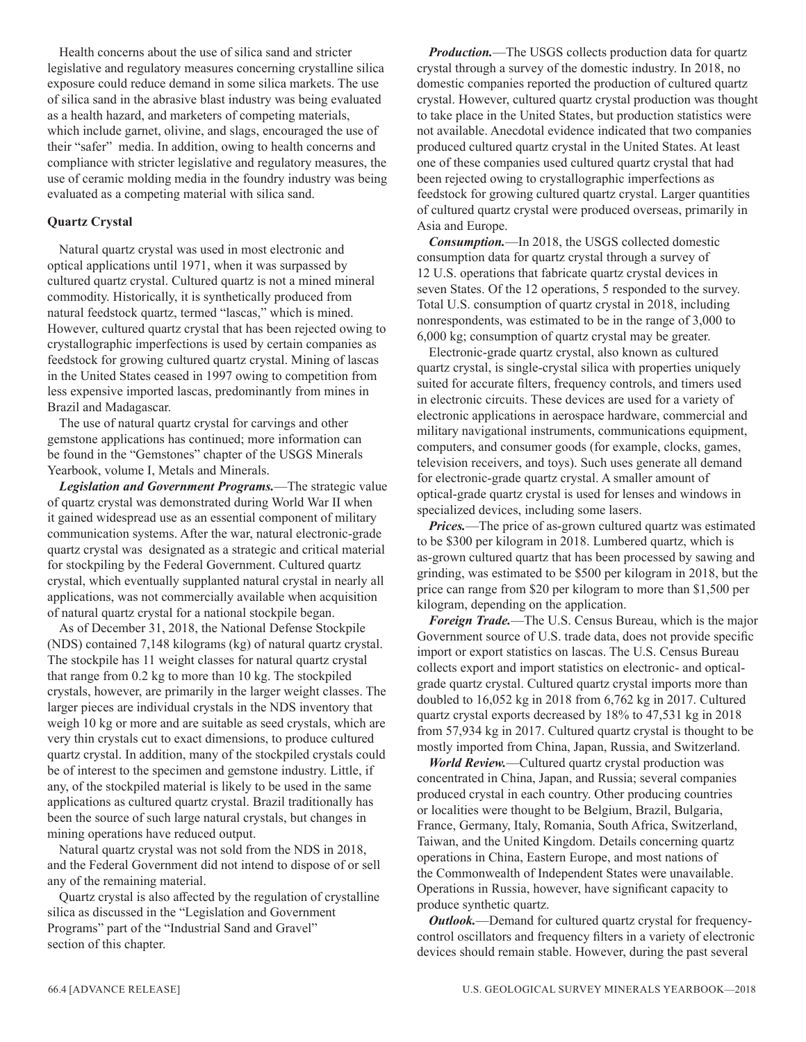Health concerns about the use of silica sand and stricter legislative and regulatory measures concerning crystalline silica exposure could reduce demand in some silica markets. The use of silica sand in the abrasive blast industry was being evaluated as a health hazard, and marketers of competing materials, which include garnet, olivine, and slags, encouraged the use of their "safer" media. In addition, owing to health concerns and compliance with stricter legislative and regulatory measures, the use of ceramic molding media in the foundry industry was being evaluated as a competing material with silica sand.

### Quartz Crystal

Natural quartz crystal was used in most electronic and optical applications until 1971, when it was surpassed by cultured quartz crystal. Cultured quartz is not a mined mineral commodity. Historically, it is synthetically produced from natural feedstock quartz, termed "lascas," which is mined. However, cultured quartz crystal that has been rejected owing to crystallographic imperfections is used by certain companies as feedstock for growing cultured quartz crystal. Mining of lascas in the United States ceased in 1997 owing to competition from less expensive imported lascas, predominantly from mines in Brazil and Madagascar.

The use of natural quartz crystal for carvings and other gemstone applications has continued; more information can be found in the "Gemstones" chapter of the USGS Minerals Yearbook, volume I, Metals and Minerals.

***Legislation and Government Programs.***—The strategic value of quartz crystal was demonstrated during World War II when it gained widespread use as an essential component of military communication systems. After the war, natural electronic-grade quartz crystal was designated as a strategic and critical material for stockpiling by the Federal Government. Cultured quartz crystal, which eventually supplanted natural crystal in nearly all applications, was not commercially available when acquisition of natural quartz crystal for a national stockpile began.

As of December 31, 2018, the National Defense Stockpile (NDS) contained 7,148 kilograms (kg) of natural quartz crystal. The stockpile has 11 weight classes for natural quartz crystal that range from 0.2 kg to more than 10 kg. The stockpiled crystals, however, are primarily in the larger weight classes. The larger pieces are individual crystals in the NDS inventory that weigh 10 kg or more and are suitable as seed crystals, which are very thin crystals cut to exact dimensions, to produce cultured quartz crystal. In addition, many of the stockpiled crystals could be of interest to the specimen and gemstone industry. Little, if any, of the stockpiled material is likely to be used in the same applications as cultured quartz crystal. Brazil traditionally has been the source of such large natural crystals, but changes in mining operations have reduced output.

Natural quartz crystal was not sold from the NDS in 2018, and the Federal Government did not intend to dispose of or sell any of the remaining material.

Quartz crystal is also affected by the regulation of crystalline silica as discussed in the "Legislation and Government Programs" part of the "Industrial Sand and Gravel" section of this chapter.

***Production.***—The USGS collects production data for quartz crystal through a survey of the domestic industry. In 2018, no domestic companies reported the production of cultured quartz crystal. However, cultured quartz crystal production was thought to take place in the United States, but production statistics were not available. Anecdotal evidence indicated that two companies produced cultured quartz crystal in the United States. At least one of these companies used cultured quartz crystal that had been rejected owing to crystallographic imperfections as feedstock for growing cultured quartz crystal. Larger quantities of cultured quartz crystal were produced overseas, primarily in Asia and Europe.

***Consumption.***—In 2018, the USGS collected domestic consumption data for quartz crystal through a survey of 12 U.S. operations that fabricate quartz crystal devices in seven States. Of the 12 operations, 5 responded to the survey. Total U.S. consumption of quartz crystal in 2018, including nonrespondents, was estimated to be in the range of 3,000 to 6,000 kg; consumption of quartz crystal may be greater.

Electronic-grade quartz crystal, also known as cultured quartz crystal, is single-crystal silica with properties uniquely suited for accurate filters, frequency controls, and timers used in electronic circuits. These devices are used for a variety of electronic applications in aerospace hardware, commercial and military navigational instruments, communications equipment, computers, and consumer goods (for example, clocks, games, television receivers, and toys). Such uses generate all demand for electronic-grade quartz crystal. A smaller amount of optical-grade quartz crystal is used for lenses and windows in specialized devices, including some lasers.

***Prices.***—The price of as-grown cultured quartz was estimated to be $300 per kilogram in 2018. Lumbered quartz, which is as-grown cultured quartz that has been processed by sawing and grinding, was estimated to be $500 per kilogram in 2018, but the price can range from $20 per kilogram to more than $1,500 per kilogram, depending on the application.

***Foreign Trade.***—The U.S. Census Bureau, which is the major Government source of U.S. trade data, does not provide specific import or export statistics on lascas. The U.S. Census Bureau collects export and import statistics on electronic- and optical-grade quartz crystal. Cultured quartz crystal imports more than doubled to 16,052 kg in 2018 from 6,762 kg in 2017. Cultured quartz crystal exports decreased by 18% to 47,531 kg in 2018 from 57,934 kg in 2017. Cultured quartz crystal is thought to be mostly imported from China, Japan, Russia, and Switzerland.

***World Review.***—Cultured quartz crystal production was concentrated in China, Japan, and Russia; several companies produced crystal in each country. Other producing countries or localities were thought to be Belgium, Brazil, Bulgaria, France, Germany, Italy, Romania, South Africa, Switzerland, Taiwan, and the United Kingdom. Details concerning quartz operations in China, Eastern Europe, and most nations of the Commonwealth of Independent States were unavailable. Operations in Russia, however, have significant capacity to produce synthetic quartz.

***Outlook.***—Demand for cultured quartz crystal for frequency-control oscillators and frequency filters in a variety of electronic devices should remain stable. However, during the past several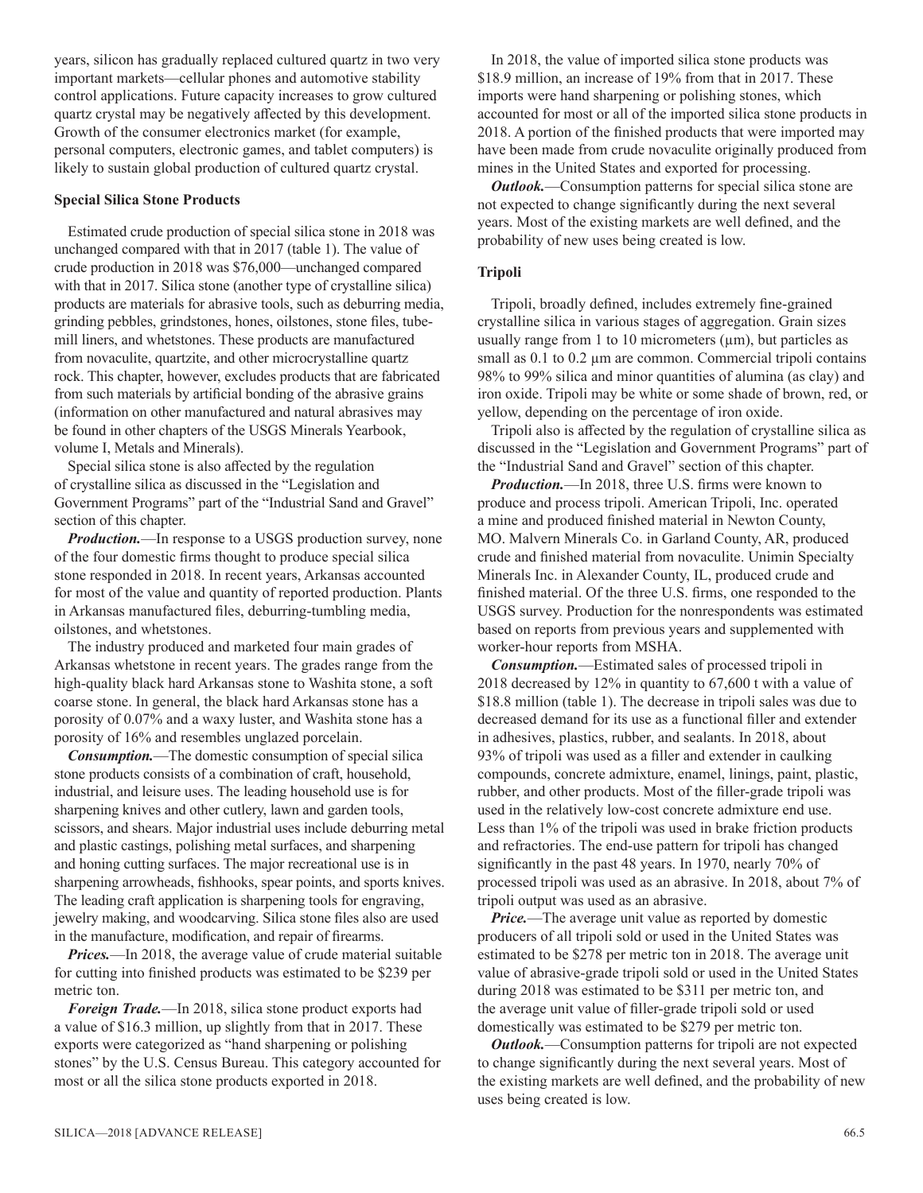years, silicon has gradually replaced cultured quartz in two very important markets—cellular phones and automotive stability control applications. Future capacity increases to grow cultured quartz crystal may be negatively affected by this development. Growth of the consumer electronics market (for example, personal computers, electronic games, and tablet computers) is likely to sustain global production of cultured quartz crystal.

### Special Silica Stone Products

Estimated crude production of special silica stone in 2018 was unchanged compared with that in 2017 (table 1). The value of crude production in 2018 was $76,000—unchanged compared with that in 2017. Silica stone (another type of crystalline silica) products are materials for abrasive tools, such as deburring media, grinding pebbles, grindstones, hones, oilstones, stone files, tube-mill liners, and whetstones. These products are manufactured from novaculite, quartzite, and other microcrystalline quartz rock. This chapter, however, excludes products that are fabricated from such materials by artificial bonding of the abrasive grains (information on other manufactured and natural abrasives may be found in other chapters of the USGS Minerals Yearbook, volume I, Metals and Minerals).

Special silica stone is also affected by the regulation of crystalline silica as discussed in the "Legislation and Government Programs" part of the "Industrial Sand and Gravel" section of this chapter.

***Production.***—In response to a USGS production survey, none of the four domestic firms thought to produce special silica stone responded in 2018. In recent years, Arkansas accounted for most of the value and quantity of reported production. Plants in Arkansas manufactured files, deburring-tumbling media, oilstones, and whetstones.

The industry produced and marketed four main grades of Arkansas whetstone in recent years. The grades range from the high-quality black hard Arkansas stone to Washita stone, a soft coarse stone. In general, the black hard Arkansas stone has a porosity of 0.07% and a waxy luster, and Washita stone has a porosity of 16% and resembles unglazed porcelain.

***Consumption.***—The domestic consumption of special silica stone products consists of a combination of craft, household, industrial, and leisure uses. The leading household use is for sharpening knives and other cutlery, lawn and garden tools, scissors, and shears. Major industrial uses include deburring metal and plastic castings, polishing metal surfaces, and sharpening and honing cutting surfaces. The major recreational use is in sharpening arrowheads, fishhooks, spear points, and sports knives. The leading craft application is sharpening tools for engraving, jewelry making, and woodcarving. Silica stone files also are used in the manufacture, modification, and repair of firearms.

***Prices.***—In 2018, the average value of crude material suitable for cutting into finished products was estimated to be $239 per metric ton.

***Foreign Trade.***—In 2018, silica stone product exports had a value of $16.3 million, up slightly from that in 2017. These exports were categorized as "hand sharpening or polishing stones" by the U.S. Census Bureau. This category accounted for most or all the silica stone products exported in 2018.

In 2018, the value of imported silica stone products was $18.9 million, an increase of 19% from that in 2017. These imports were hand sharpening or polishing stones, which accounted for most or all of the imported silica stone products in 2018. A portion of the finished products that were imported may have been made from crude novaculite originally produced from mines in the United States and exported for processing.

***Outlook.***—Consumption patterns for special silica stone are not expected to change significantly during the next several years. Most of the existing markets are well defined, and the probability of new uses being created is low.

### Tripoli

Tripoli, broadly defined, includes extremely fine-grained crystalline silica in various stages of aggregation. Grain sizes usually range from 1 to 10 micrometers (µm), but particles as small as 0.1 to 0.2 µm are common. Commercial tripoli contains 98% to 99% silica and minor quantities of alumina (as clay) and iron oxide. Tripoli may be white or some shade of brown, red, or yellow, depending on the percentage of iron oxide.

Tripoli also is affected by the regulation of crystalline silica as discussed in the "Legislation and Government Programs" part of the "Industrial Sand and Gravel" section of this chapter.

***Production.***—In 2018, three U.S. firms were known to produce and process tripoli. American Tripoli, Inc. operated a mine and produced finished material in Newton County, MO. Malvern Minerals Co. in Garland County, AR, produced crude and finished material from novaculite. Unimin Specialty Minerals Inc. in Alexander County, IL, produced crude and finished material. Of the three U.S. firms, one responded to the USGS survey. Production for the nonrespondents was estimated based on reports from previous years and supplemented with worker-hour reports from MSHA.

***Consumption.***—Estimated sales of processed tripoli in 2018 decreased by 12% in quantity to 67,600 t with a value of $18.8 million (table 1). The decrease in tripoli sales was due to decreased demand for its use as a functional filler and extender in adhesives, plastics, rubber, and sealants. In 2018, about 93% of tripoli was used as a filler and extender in caulking compounds, concrete admixture, enamel, linings, paint, plastic, rubber, and other products. Most of the filler-grade tripoli was used in the relatively low-cost concrete admixture end use. Less than 1% of the tripoli was used in brake friction products and refractories. The end-use pattern for tripoli has changed significantly in the past 48 years. In 1970, nearly 70% of processed tripoli was used as an abrasive. In 2018, about 7% of tripoli output was used as an abrasive.

***Price.***—The average unit value as reported by domestic producers of all tripoli sold or used in the United States was estimated to be $278 per metric ton in 2018. The average unit value of abrasive-grade tripoli sold or used in the United States during 2018 was estimated to be $311 per metric ton, and the average unit value of filler-grade tripoli sold or used domestically was estimated to be $279 per metric ton.

***Outlook.***—Consumption patterns for tripoli are not expected to change significantly during the next several years. Most of the existing markets are well defined, and the probability of new uses being created is low.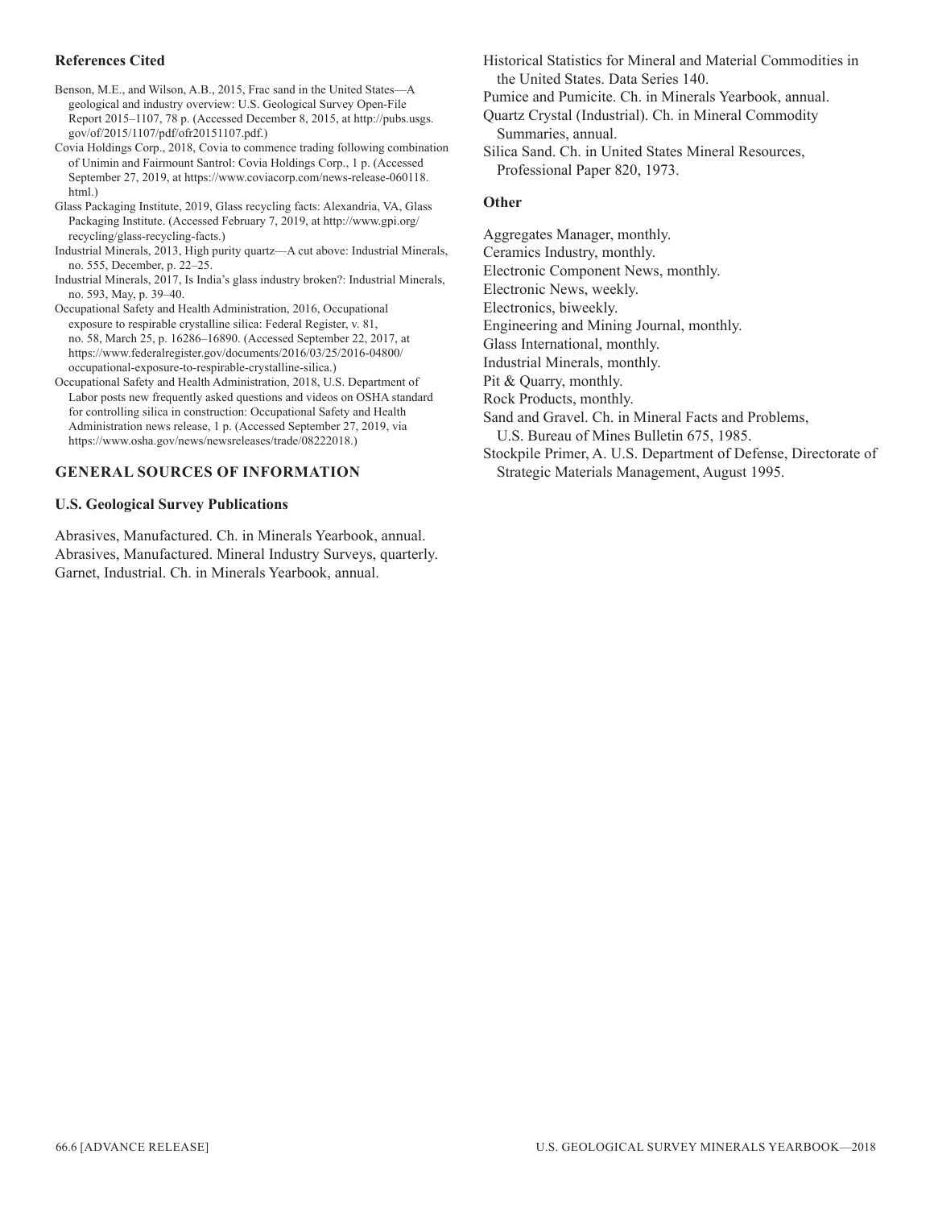### References Cited

Benson, M.E., and Wilson, A.B., 2015, Frac sand in the United States—A geological and industry overview: U.S. Geological Survey Open-File Report 2015–1107, 78 p. (Accessed December 8, 2015, at http://pubs.usgs.gov/of/2015/1107/pdf/ofr20151107.pdf.)

Covia Holdings Corp., 2018, Covia to commence trading following combination of Unimin and Fairmount Santrol: Covia Holdings Corp., 1 p. (Accessed September 27, 2019, at https://www.coviacorp.com/news-release-060118.html.)

Glass Packaging Institute, 2019, Glass recycling facts: Alexandria, VA, Glass Packaging Institute. (Accessed February 7, 2019, at http://www.gpi.org/recycling/glass-recycling-facts.)

Industrial Minerals, 2013, High purity quartz—A cut above: Industrial Minerals, no. 555, December, p. 22–25.

Industrial Minerals, 2017, Is India's glass industry broken?: Industrial Minerals, no. 593, May, p. 39–40.

Occupational Safety and Health Administration, 2016, Occupational exposure to respirable crystalline silica: Federal Register, v. 81, no. 58, March 25, p. 16286–16890. (Accessed September 22, 2017, at https://www.federalregister.gov/documents/2016/03/25/2016-04800/occupational-exposure-to-respirable-crystalline-silica.)

Occupational Safety and Health Administration, 2018, U.S. Department of Labor posts new frequently asked questions and videos on OSHA standard for controlling silica in construction: Occupational Safety and Health Administration news release, 1 p. (Accessed September 27, 2019, via https://www.osha.gov/news/newsreleases/trade/08222018.)

## GENERAL SOURCES OF INFORMATION

### U.S. Geological Survey Publications

Abrasives, Manufactured. Ch. in Minerals Yearbook, annual.
Abrasives, Manufactured. Mineral Industry Surveys, quarterly.
Garnet, Industrial. Ch. in Minerals Yearbook, annual.
Historical Statistics for Mineral and Material Commodities in the United States. Data Series 140.
Pumice and Pumicite. Ch. in Minerals Yearbook, annual.
Quartz Crystal (Industrial). Ch. in Mineral Commodity Summaries, annual.
Silica Sand. Ch. in United States Mineral Resources, Professional Paper 820, 1973.

### Other

Aggregates Manager, monthly.
Ceramics Industry, monthly.
Electronic Component News, monthly.
Electronic News, weekly.
Electronics, biweekly.
Engineering and Mining Journal, monthly.
Glass International, monthly.
Industrial Minerals, monthly.
Pit & Quarry, monthly.
Rock Products, monthly.
Sand and Gravel. Ch. in Mineral Facts and Problems, U.S. Bureau of Mines Bulletin 675, 1985.
Stockpile Primer, A. U.S. Department of Defense, Directorate of Strategic Materials Management, August 1995.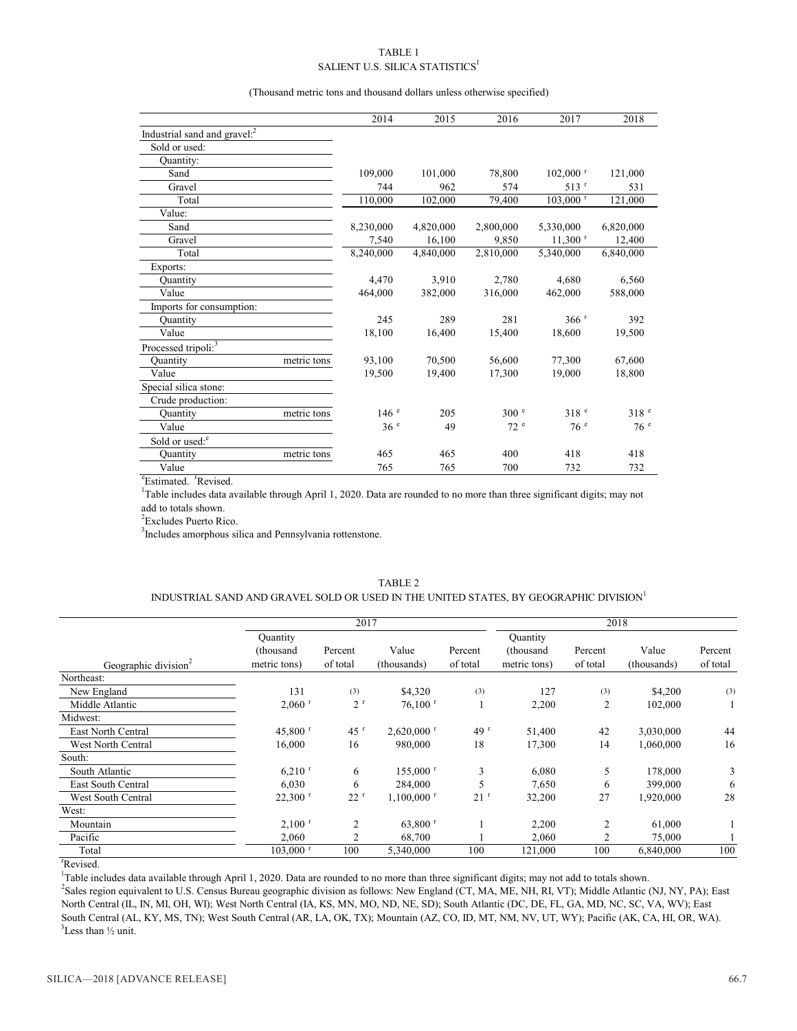TABLE 1
SALIENT U.S. SILICA STATISTICS[1]

(Thousand metric tons and thousand dollars unless otherwise specified)

| | | 2014 | 2015 | 2016 | 2017 | 2018 |
|---|---|---|---|---|---|---|
| Industrial sand and gravel:[2] | | | | | | |
| Sold or used: | | | | | | |
| Quantity: | | | | | | |
| Sand | | 109,000 | 101,000 | 78,800 | 102,000 r | 121,000 |
| Gravel | | 744 | 962 | 574 | 513 r | 531 |
| Total | | 110,000 | 102,000 | 79,400 | 103,000 r | 121,000 |
| Value: | | | | | | |
| Sand | | 8,230,000 | 4,820,000 | 2,800,000 | 5,330,000 | 6,820,000 |
| Gravel | | 7,540 | 16,100 | 9,850 | 11,300 r | 12,400 |
| Total | | 8,240,000 | 4,840,000 | 2,810,000 | 5,340,000 | 6,840,000 |
| Exports: | | | | | | |
| Quantity | | 4,470 | 3,910 | 2,780 | 4,680 | 6,560 |
| Value | | 464,000 | 382,000 | 316,000 | 462,000 | 588,000 |
| Imports for consumption: | | | | | | |
| Quantity | | 245 | 289 | 281 | 366 r | 392 |
| Value | | 18,100 | 16,400 | 15,400 | 18,600 | 19,500 |
| Processed tripoli:[3] | | | | | | |
| Quantity | metric tons | 93,100 | 70,500 | 56,600 | 77,300 | 67,600 |
| Value | | 19,500 | 19,400 | 17,300 | 19,000 | 18,800 |
| Special silica stone: | | | | | | |
| Crude production: | | | | | | |
| Quantity | metric tons | 146 e | 205 | 300 e | 318 e | 318 e |
| Value | | 36 e | 49 | 72 e | 76 e | 76 e |
| Sold or used:[e] | | | | | | |
| Quantity | metric tons | 465 | 465 | 400 | 418 | 418 |
| Value | | 765 | 765 | 700 | 732 | 732 |

[e]Estimated. [r]Revised.

[1]Table includes data available through April 1, 2020. Data are rounded to no more than three significant digits; may not add to totals shown.

[2]Excludes Puerto Rico.

[3]Includes amorphous silica and Pennsylvania rottenstone.

TABLE 2
INDUSTRIAL SAND AND GRAVEL SOLD OR USED IN THE UNITED STATES, BY GEOGRAPHIC DIVISION[1]

| | 2017 | | | | 2018 | | | |
|---|---|---|---|---|---|---|---|---|
| Geographic division[2] | Quantity (thousand metric tons) | Percent of total | Value (thousands) | Percent of total | Quantity (thousand metric tons) | Percent of total | Value (thousands) | Percent of total |
| Northeast: | | | | | | | | |
| New England | 131 | (3) | $4,320 | (3) | 127 | (3) | $4,200 | (3) |
| Middle Atlantic | 2,060 r | 2 r | 76,100 r | 1 | 2,200 | 2 | 102,000 | 1 |
| Midwest: | | | | | | | | |
| East North Central | 45,800 r | 45 r | 2,620,000 r | 49 r | 51,400 | 42 | 3,030,000 | 44 |
| West North Central | 16,000 | 16 | 980,000 | 18 | 17,300 | 14 | 1,060,000 | 16 |
| South: | | | | | | | | |
| South Atlantic | 6,210 r | 6 | 155,000 r | 3 | 6,080 | 5 | 178,000 | 3 |
| East South Central | 6,030 | 6 | 284,000 | 5 | 7,650 | 6 | 399,000 | 6 |
| West South Central | 22,300 r | 22 r | 1,100,000 r | 21 r | 32,200 | 27 | 1,920,000 | 28 |
| West: | | | | | | | | |
| Mountain | 2,100 r | 2 | 63,800 r | 1 | 2,200 | 2 | 61,000 | 1 |
| Pacific | 2,060 | 2 | 68,700 | 1 | 2,060 | 2 | 75,000 | 1 |
| Total | 103,000 r | 100 | 5,340,000 | 100 | 121,000 | 100 | 6,840,000 | 100 |

[r]Revised.

[1]Table includes data available through April 1, 2020. Data are rounded to no more than three significant digits; may not add to totals shown.

[2]Sales region equivalent to U.S. Census Bureau geographic division as follows: New England (CT, MA, ME, NH, RI, VT); Middle Atlantic (NJ, NY, PA); East North Central (IL, IN, MI, OH, WI); West North Central (IA, KS, MN, MO, ND, NE, SD); South Atlantic (DC, DE, FL, GA, MD, NC, SC, VA, WV); East South Central (AL, KY, MS, TN); West South Central (AR, LA, OK, TX); Mountain (AZ, CO, ID, MT, NM, NV, UT, WY); Pacific (AK, CA, HI, OR, WA).

[3]Less than ½ unit.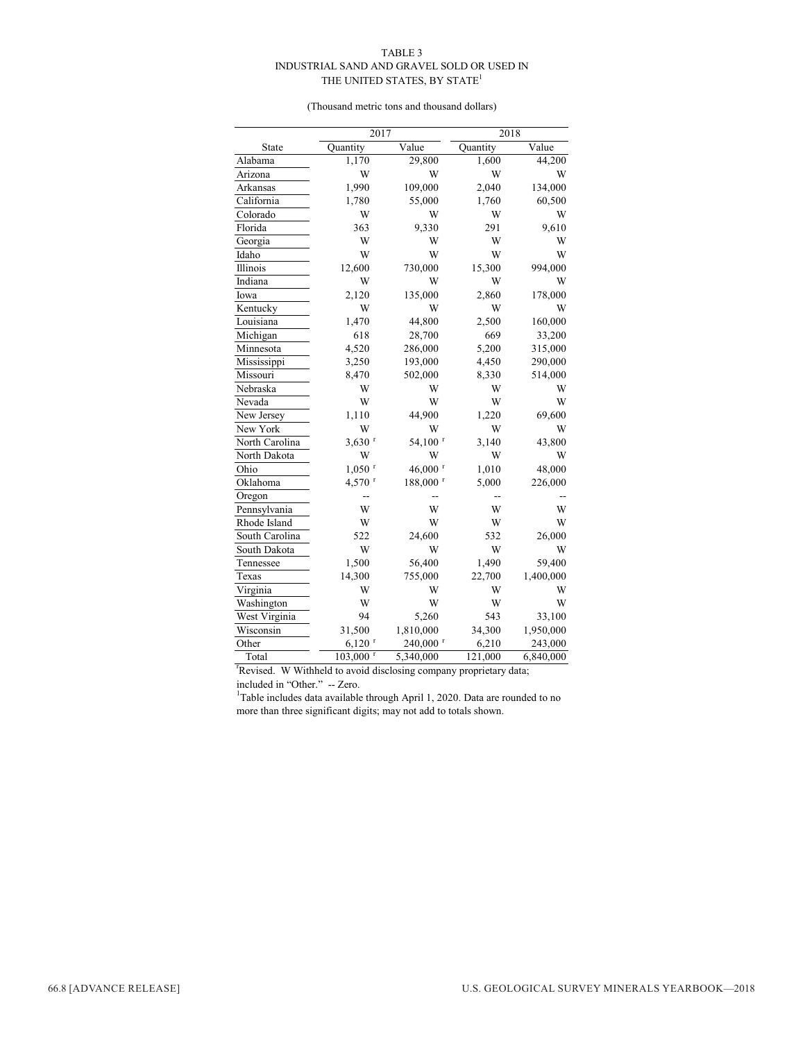TABLE 3
INDUSTRIAL SAND AND GRAVEL SOLD OR USED IN
THE UNITED STATES, BY STATE[1]

(Thousand metric tons and thousand dollars)

| State | 2017 Quantity | 2017 Value | 2018 Quantity | 2018 Value |
|---|---|---|---|---|
| Alabama | 1,170 | 29,800 | 1,600 | 44,200 |
| Arizona | W | W | W | W |
| Arkansas | 1,990 | 109,000 | 2,040 | 134,000 |
| California | 1,780 | 55,000 | 1,760 | 60,500 |
| Colorado | W | W | W | W |
| Florida | 363 | 9,330 | 291 | 9,610 |
| Georgia | W | W | W | W |
| Idaho | W | W | W | W |
| Illinois | 12,600 | 730,000 | 15,300 | 994,000 |
| Indiana | W | W | W | W |
| Iowa | 2,120 | 135,000 | 2,860 | 178,000 |
| Kentucky | W | W | W | W |
| Louisiana | 1,470 | 44,800 | 2,500 | 160,000 |
| Michigan | 618 | 28,700 | 669 | 33,200 |
| Minnesota | 4,520 | 286,000 | 5,200 | 315,000 |
| Mississippi | 3,250 | 193,000 | 4,450 | 290,000 |
| Missouri | 8,470 | 502,000 | 8,330 | 514,000 |
| Nebraska | W | W | W | W |
| Nevada | W | W | W | W |
| New Jersey | 1,110 | 44,900 | 1,220 | 69,600 |
| New York | W | W | W | W |
| North Carolina | 3,630 r | 54,100 r | 3,140 | 43,800 |
| North Dakota | W | W | W | W |
| Ohio | 1,050 r | 46,000 r | 1,010 | 48,000 |
| Oklahoma | 4,570 r | 188,000 r | 5,000 | 226,000 |
| Oregon | -- | -- | -- | -- |
| Pennsylvania | W | W | W | W |
| Rhode Island | W | W | W | W |
| South Carolina | 522 | 24,600 | 532 | 26,000 |
| South Dakota | W | W | W | W |
| Tennessee | 1,500 | 56,400 | 1,490 | 59,400 |
| Texas | 14,300 | 755,000 | 22,700 | 1,400,000 |
| Virginia | W | W | W | W |
| Washington | W | W | W | W |
| West Virginia | 94 | 5,260 | 543 | 33,100 |
| Wisconsin | 31,500 | 1,810,000 | 34,300 | 1,950,000 |
| Other | 6,120 r | 240,000 r | 6,210 | 243,000 |
| Total | 103,000 r | 5,340,000 | 121,000 | 6,840,000 |

r Revised. W Withheld to avoid disclosing company proprietary data; included in "Other." -- Zero.

[1]Table includes data available through April 1, 2020. Data are rounded to no more than three significant digits; may not add to totals shown.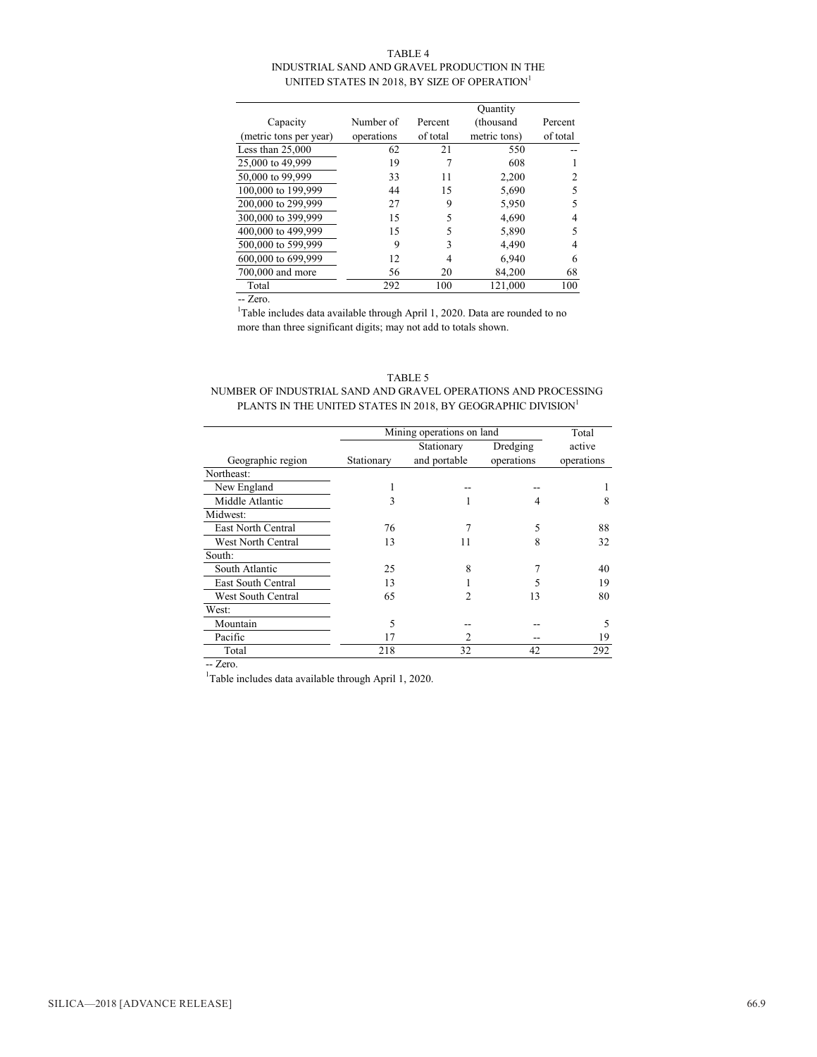TABLE 4
INDUSTRIAL SAND AND GRAVEL PRODUCTION IN THE UNITED STATES IN 2018, BY SIZE OF OPERATION[1]

| Capacity (metric tons per year) | Number of operations | Percent of total | Quantity (thousand metric tons) | Percent of total |
|---|---|---|---|---|
| Less than 25,000 | 62 | 21 | 550 | -- |
| 25,000 to 49,999 | 19 | 7 | 608 | 1 |
| 50,000 to 99,999 | 33 | 11 | 2,200 | 2 |
| 100,000 to 199,999 | 44 | 15 | 5,690 | 5 |
| 200,000 to 299,999 | 27 | 9 | 5,950 | 5 |
| 300,000 to 399,999 | 15 | 5 | 4,690 | 4 |
| 400,000 to 499,999 | 15 | 5 | 5,890 | 5 |
| 500,000 to 599,999 | 9 | 3 | 4,490 | 4 |
| 600,000 to 699,999 | 12 | 4 | 6,940 | 6 |
| 700,000 and more | 56 | 20 | 84,200 | 68 |
| Total | 292 | 100 | 121,000 | 100 |

-- Zero.

[1]Table includes data available through April 1, 2020. Data are rounded to no more than three significant digits; may not add to totals shown.

TABLE 5
NUMBER OF INDUSTRIAL SAND AND GRAVEL OPERATIONS AND PROCESSING PLANTS IN THE UNITED STATES IN 2018, BY GEOGRAPHIC DIVISION[1]

| | Mining operations on land | | | Total |
|---|---|---|---|---|
| Geographic region | Stationary | Stationary and portable | Dredging operations | active operations |
| Northeast: | | | | |
| New England | 1 | -- | -- | 1 |
| Middle Atlantic | 3 | 1 | 4 | 8 |
| Midwest: | | | | |
| East North Central | 76 | 7 | 5 | 88 |
| West North Central | 13 | 11 | 8 | 32 |
| South: | | | | |
| South Atlantic | 25 | 8 | 7 | 40 |
| East South Central | 13 | 1 | 5 | 19 |
| West South Central | 65 | 2 | 13 | 80 |
| West: | | | | |
| Mountain | 5 | -- | -- | 5 |
| Pacific | 17 | 2 | -- | 19 |
| Total | 218 | 32 | 42 | 292 |

-- Zero.

[1]Table includes data available through April 1, 2020.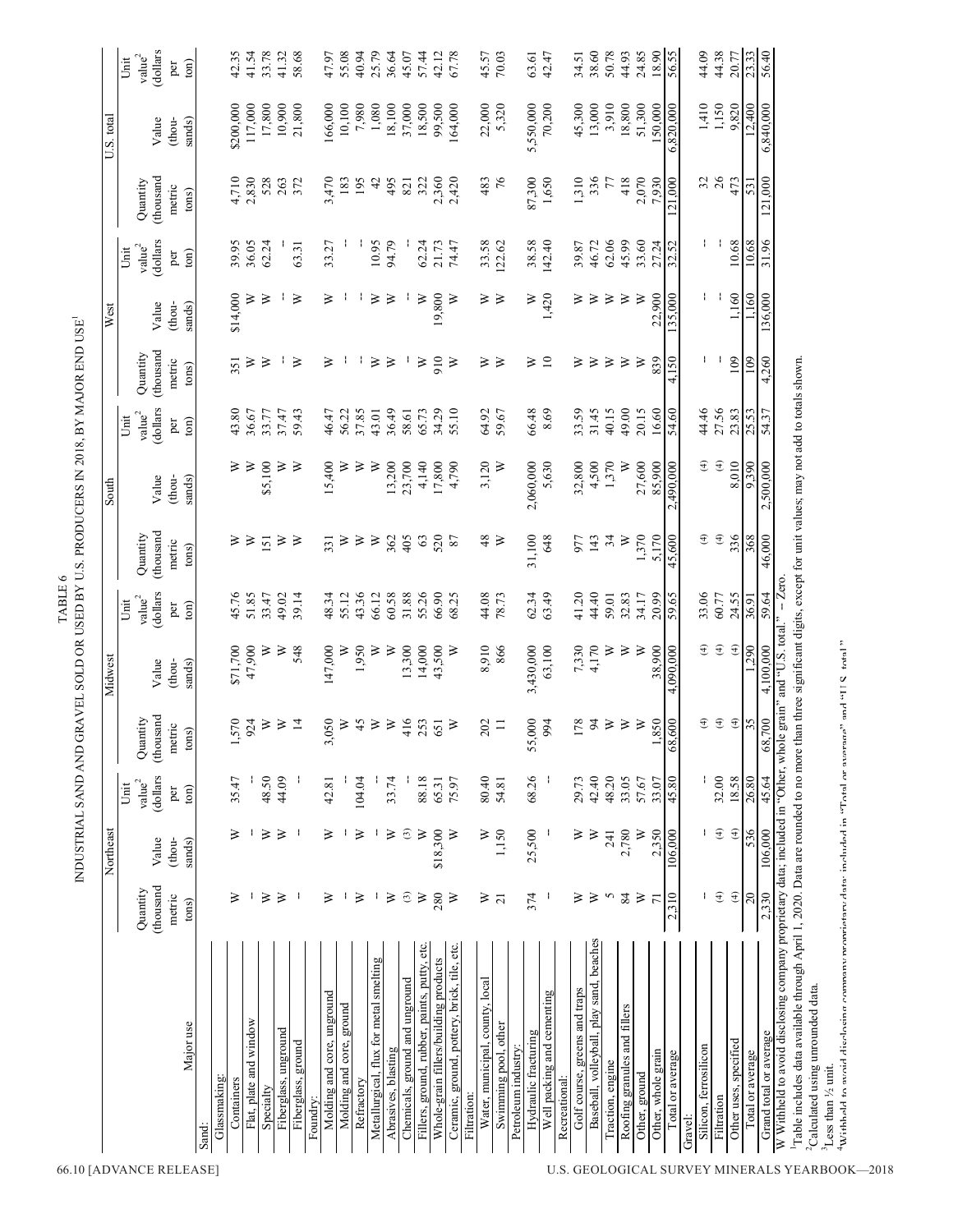TABLE 6

INDUSTRIAL SAND AND GRAVEL SOLD OR USED BY U.S. PRODUCERS IN 2018, BY MAJOR END USE[1]

| Major use | Northeast | | | Midwest | | | South | | | West | | | U.S. total | | |
|---|---|---|---|---|---|---|---|---|---|---|---|---|---|---|---|
| | Quantity (thousand metric tons) | Value (thousands) | Unit value[2] (dollars per ton) | Quantity (thousand metric tons) | Value (thousands) | Unit value[2] (dollars per ton) | Quantity (thousand metric tons) | Value (thousands) | Unit value[2] (dollars per ton) | Quantity (thousand metric tons) | Value (thousands) | Unit value[2] (dollars per ton) | Quantity (thousand metric tons) | Value (thousands) | Unit value[2] (dollars per ton) |
| Sand: | | | | | | | | | | | | | | | |
| Glassmaking: | | | | | | | | | | | | | | | |
| Containers | W | W | 35.47 | 1,570 | $71,700 | 45.76 | W | W | 43.80 | 351 | $14,000 | 39.95 | 4,710 | $200,000 | 42.35 |
| Flat, plate and window | -- | -- | -- | 924 | 47,900 | 51.85 | W | W | 36.67 | W | W | 36.05 | 2,830 | 117,000 | 41.54 |
| Specialty | W | W | 48.50 | W | W | 33.47 | 151 | $5,100 | 33.77 | W | W | 62.24 | 528 | 17,800 | 33.78 |
| Fiberglass, unground | W | W | 44.09 | W | W | 49.02 | W | W | 37.47 | -- | -- | -- | 263 | 10,900 | 41.32 |
| Fiberglass, ground | -- | -- | -- | 14 | 548 | 39.14 | W | W | 59.43 | W | W | 63.31 | 372 | 21,800 | 58.68 |
| Foundry: | | | | | | | | | | | | | | | |
| Molding and core, unground | W | W | 42.81 | 3,050 | 147,000 | 48.34 | 331 | 15,400 | 46.47 | W | W | 33.27 | 3,470 | 166,000 | 47.97 |
| Molding and core, ground | -- | -- | -- | W | W | 55.12 | W | W | 56.22 | -- | -- | -- | 183 | 10,100 | 55.08 |
| Refractory | W | W | 104.04 | 45 | 1,950 | 43.36 | W | W | 37.85 | -- | -- | -- | 195 | 7,980 | 40.94 |
| Metallurgical, flux for metal smelting | -- | -- | -- | W | W | 66.12 | W | W | 43.01 | W | W | 10.95 | 42 | 1,080 | 25.79 |
| Abrasives, blasting | W | W | 33.74 | W | W | 60.58 | 362 | 13,200 | 36.49 | W | W | 94.79 | 495 | 18,100 | 36.64 |
| Chemicals, ground and unground | (3) | (3) | -- | 416 | 13,300 | 31.88 | 405 | 23,700 | 58.61 | -- | -- | -- | 821 | 37,000 | 45.07 |
| Fillers, ground, rubber, paints, putty, etc. | W | W | 88.18 | 253 | 14,000 | 55.26 | 63 | 4,140 | 65.73 | W | W | 62.24 | 322 | 18,500 | 57.44 |
| Whole-grain fillers/building products | 280 | $18,300 | 65.31 | 651 | 43,500 | 66.90 | 520 | 17,800 | 34.29 | 910 | 19,800 | 21.73 | 2,360 | 99,500 | 42.12 |
| Ceramic, ground, pottery, brick, tile, etc. | W | W | 75.97 | W | W | 68.25 | 87 | 4,790 | 55.10 | W | W | 74.47 | 2,420 | 164,000 | 67.78 |
| Filtration: | | | | | | | | | | | | | | | |
| Water, municipal, county, local | W | W | 80.40 | 202 | 8,910 | 44.08 | 48 | 3,120 | 64.92 | W | W | 33.58 | 483 | 22,000 | 45.57 |
| Swimming pool, other | 21 | 1,150 | 54.81 | 11 | 866 | 78.73 | W | W | 59.67 | W | W | 122.62 | 76 | 5,320 | 70.03 |
| Petroleum industry: | | | | | | | | | | | | | | | |
| Hydraulic fracturing | 374 | 25,500 | 68.26 | 55,000 | 3,430,000 | 62.34 | 31,100 | 2,060,000 | 66.48 | W | W | 38.58 | 87,300 | 5,550,000 | 63.61 |
| Well packing and cementing | -- | -- | -- | 994 | 63,100 | 63.49 | 648 | 5,630 | 8.69 | 10 | 1,420 | 142.40 | 1,650 | 70,200 | 42.47 |
| Recreational: | | | | | | | | | | | | | | | |
| Golf course, greens and traps | W | W | 29.73 | 178 | 7,330 | 41.20 | 977 | 32,800 | 33.59 | W | W | 39.87 | 1,310 | 45,300 | 34.51 |
| Baseball, volleyball, play sand, beaches | W | W | 42.40 | 94 | 4,170 | 44.40 | 143 | 4,500 | 31.45 | W | W | 46.72 | 336 | 13,000 | 38.60 |
| Traction, engine | 5 | 241 | 48.20 | W | W | 59.01 | 34 | 1,370 | 40.15 | W | W | 62.06 | 77 | 3,910 | 50.78 |
| Roofing granules and fillers | 84 | 2,780 | 33.05 | W | W | 32.83 | W | W | 49.00 | W | W | 45.99 | 418 | 18,800 | 44.93 |
| Other, ground | W | W | 57.67 | W | W | 34.17 | 1,370 | 27,600 | 20.15 | W | W | 33.60 | 2,070 | 51,300 | 24.85 |
| Other, whole grain | 71 | 2,350 | 33.07 | 1,850 | 38,900 | 20.99 | 5,170 | 85,900 | 16.60 | 839 | 22,900 | 27.24 | 7,930 | 150,000 | 18.90 |
| Total or average | 2,310 | 106,000 | 45.80 | 68,600 | 4,090,000 | 59.65 | 45,600 | 2,490,000 | 54.60 | 4,150 | 135,000 | 32.52 | 121,000 | 6,820,000 | 56.55 |
| Gravel: | | | | | | | | | | | | | | | |
| Silicon, ferrosilicon | -- | -- | -- | (4) | (4) | 33.06 | (4) | (4) | 44.46 | -- | -- | -- | 32 | 1,410 | 44.09 |
| Filtration | (4) | (4) | 32.00 | (4) | (4) | 60.77 | (4) | (4) | 27.56 | -- | -- | -- | 26 | 1,150 | 44.38 |
| Other uses, specified | (4) | (4) | 18.58 | (4) | (4) | 24.55 | 336 | 8,010 | 23.83 | 109 | 1,160 | 10.68 | 473 | 9,820 | 20.77 |
| Total or average | 20 | 536 | 26.80 | 35 | 1,290 | 36.91 | 368 | 9,390 | 25.53 | 109 | 1,160 | 10.68 | 531 | 12,400 | 23.33 |
| Grand total or average | 2,330 | 106,000 | 45.64 | 68,700 | 4,100,000 | 59.64 | 46,000 | 2,500,000 | 54.37 | 4,260 | 136,000 | 31.96 | 121,000 | 6,840,000 | 56.40 |

W Withheld to avoid disclosing company proprietary data; included in "Other, whole grain" and "U.S. total." -- Zero.

[1]Table includes data available through April 1, 2020. Data are rounded to no more than three significant digits, except for unit values; may not add to totals shown.

[2]Calculated using unrounded data.

[3]Less than ½ unit.

[4]Withheld to avoid disclosing company proprietary data; included in "Total or average" and "U.S. total."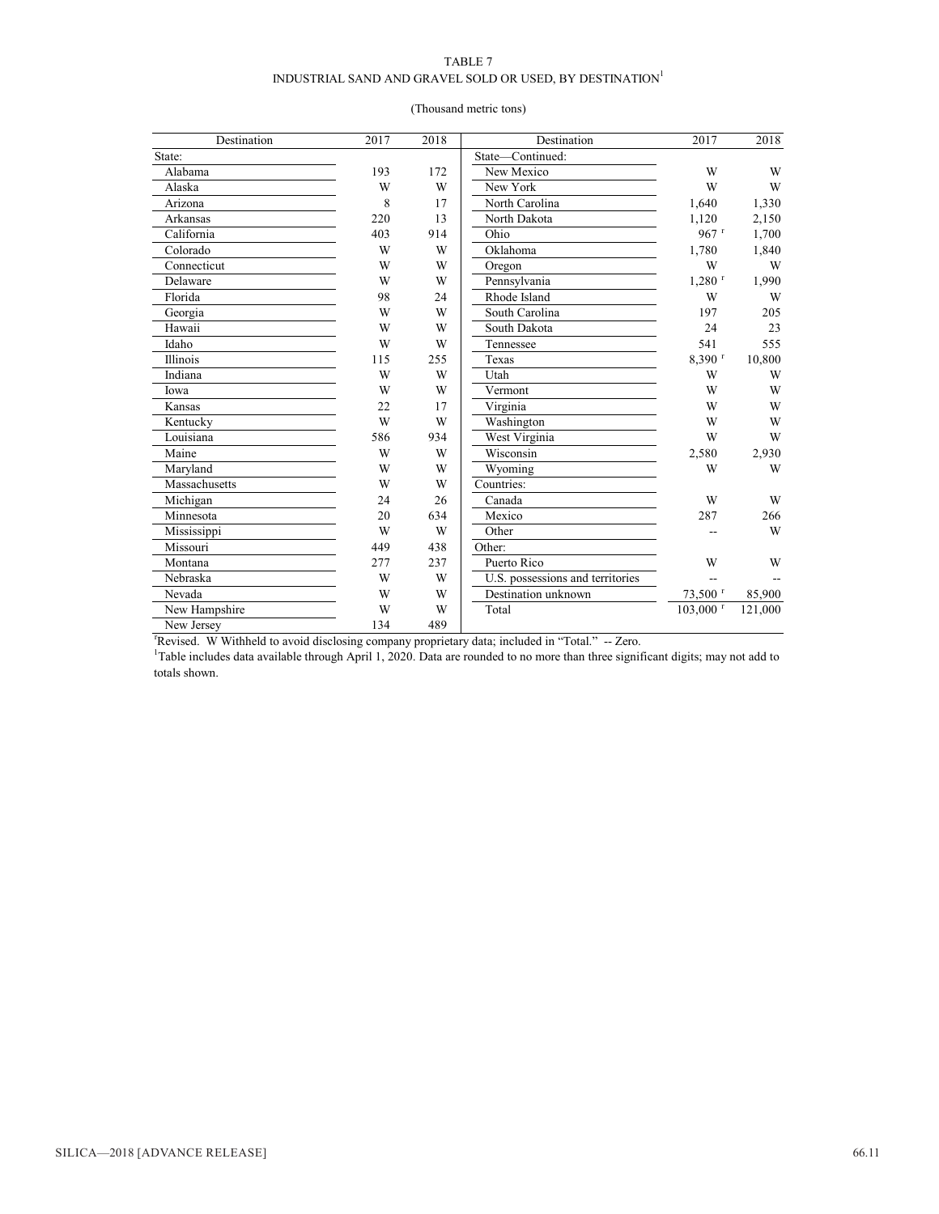TABLE 7

INDUSTRIAL SAND AND GRAVEL SOLD OR USED, BY DESTINATION[1]

(Thousand metric tons)

| Destination | 2017 | 2018 | Destination | 2017 | 2018 |
|---|---|---|---|---|---|
| State: | | | State—Continued: | | |
| Alabama | 193 | 172 | New Mexico | W | W |
| Alaska | W | W | New York | W | W |
| Arizona | 8 | 17 | North Carolina | 1,640 | 1,330 |
| Arkansas | 220 | 13 | North Dakota | 1,120 | 2,150 |
| California | 403 | 914 | Ohio | 967 r | 1,700 |
| Colorado | W | W | Oklahoma | 1,780 | 1,840 |
| Connecticut | W | W | Oregon | W | W |
| Delaware | W | W | Pennsylvania | 1,280 r | 1,990 |
| Florida | 98 | 24 | Rhode Island | W | W |
| Georgia | W | W | South Carolina | 197 | 205 |
| Hawaii | W | W | South Dakota | 24 | 23 |
| Idaho | W | W | Tennessee | 541 | 555 |
| Illinois | 115 | 255 | Texas | 8,390 r | 10,800 |
| Indiana | W | W | Utah | W | W |
| Iowa | W | W | Vermont | W | W |
| Kansas | 22 | 17 | Virginia | W | W |
| Kentucky | W | W | Washington | W | W |
| Louisiana | 586 | 934 | West Virginia | W | W |
| Maine | W | W | Wisconsin | 2,580 | 2,930 |
| Maryland | W | W | Wyoming | W | W |
| Massachusetts | W | W | Countries: | | |
| Michigan | 24 | 26 | Canada | W | W |
| Minnesota | 20 | 634 | Mexico | 287 | 266 |
| Mississippi | W | W | Other | -- | W |
| Missouri | 449 | 438 | Other: | | |
| Montana | 277 | 237 | Puerto Rico | W | W |
| Nebraska | W | W | U.S. possessions and territories | -- | -- |
| Nevada | W | W | Destination unknown | 73,500 r | 85,900 |
| New Hampshire | W | W | Total | 103,000 r | 121,000 |
| New Jersey | 134 | 489 | | | |

rRevised. W Withheld to avoid disclosing company proprietary data; included in "Total." -- Zero.

[1]Table includes data available through April 1, 2020. Data are rounded to no more than three significant digits; may not add to totals shown.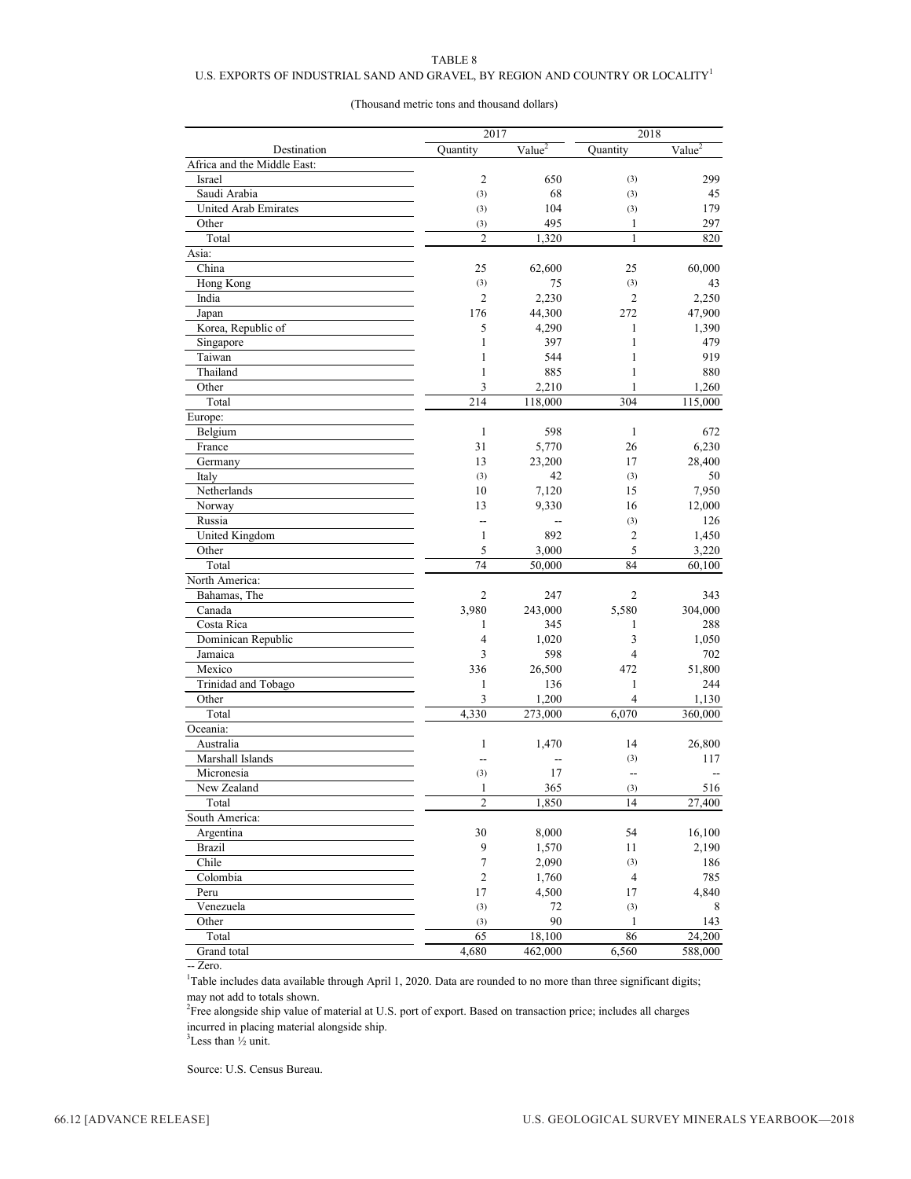TABLE 8

U.S. EXPORTS OF INDUSTRIAL SAND AND GRAVEL, BY REGION AND COUNTRY OR LOCALITY[1]

(Thousand metric tons and thousand dollars)

| Destination | 2017 | | 2018 | |
|---|---|---|---|---|
| | Quantity | Value[2] | Quantity | Value[2] |
| Africa and the Middle East: | | | | |
| Israel | 2 | 650 | (3) | 299 |
| Saudi Arabia | (3) | 68 | (3) | 45 |
| United Arab Emirates | (3) | 104 | (3) | 179 |
| Other | (3) | 495 | 1 | 297 |
| Total | 2 | 1,320 | 1 | 820 |
| Asia: | | | | |
| China | 25 | 62,600 | 25 | 60,000 |
| Hong Kong | (3) | 75 | (3) | 43 |
| India | 2 | 2,230 | 2 | 2,250 |
| Japan | 176 | 44,300 | 272 | 47,900 |
| Korea, Republic of | 5 | 4,290 | 1 | 1,390 |
| Singapore | 1 | 397 | 1 | 479 |
| Taiwan | 1 | 544 | 1 | 919 |
| Thailand | 1 | 885 | 1 | 880 |
| Other | 3 | 2,210 | 1 | 1,260 |
| Total | 214 | 118,000 | 304 | 115,000 |
| Europe: | | | | |
| Belgium | 1 | 598 | 1 | 672 |
| France | 31 | 5,770 | 26 | 6,230 |
| Germany | 13 | 23,200 | 17 | 28,400 |
| Italy | (3) | 42 | (3) | 50 |
| Netherlands | 10 | 7,120 | 15 | 7,950 |
| Norway | 13 | 9,330 | 16 | 12,000 |
| Russia | -- | -- | (3) | 126 |
| United Kingdom | 1 | 892 | 2 | 1,450 |
| Other | 5 | 3,000 | 5 | 3,220 |
| Total | 74 | 50,000 | 84 | 60,100 |
| North America: | | | | |
| Bahamas, The | 2 | 247 | 2 | 343 |
| Canada | 3,980 | 243,000 | 5,580 | 304,000 |
| Costa Rica | 1 | 345 | 1 | 288 |
| Dominican Republic | 4 | 1,020 | 3 | 1,050 |
| Jamaica | 3 | 598 | 4 | 702 |
| Mexico | 336 | 26,500 | 472 | 51,800 |
| Trinidad and Tobago | 1 | 136 | 1 | 244 |
| Other | 3 | 1,200 | 4 | 1,130 |
| Total | 4,330 | 273,000 | 6,070 | 360,000 |
| Oceania: | | | | |
| Australia | 1 | 1,470 | 14 | 26,800 |
| Marshall Islands | -- | -- | (3) | 117 |
| Micronesia | (3) | 17 | -- | -- |
| New Zealand | 1 | 365 | (3) | 516 |
| Total | 2 | 1,850 | 14 | 27,400 |
| South America: | | | | |
| Argentina | 30 | 8,000 | 54 | 16,100 |
| Brazil | 9 | 1,570 | 11 | 2,190 |
| Chile | 7 | 2,090 | (3) | 186 |
| Colombia | 2 | 1,760 | 4 | 785 |
| Peru | 17 | 4,500 | 17 | 4,840 |
| Venezuela | (3) | 72 | (3) | 8 |
| Other | (3) | 90 | 1 | 143 |
| Total | 65 | 18,100 | 86 | 24,200 |
| Grand total | 4,680 | 462,000 | 6,560 | 588,000 |

-- Zero.

[1]Table includes data available through April 1, 2020. Data are rounded to no more than three significant digits; may not add to totals shown.

[2]Free alongside ship value of material at U.S. port of export. Based on transaction price; includes all charges incurred in placing material alongside ship.

[3]Less than ½ unit.

Source: U.S. Census Bureau.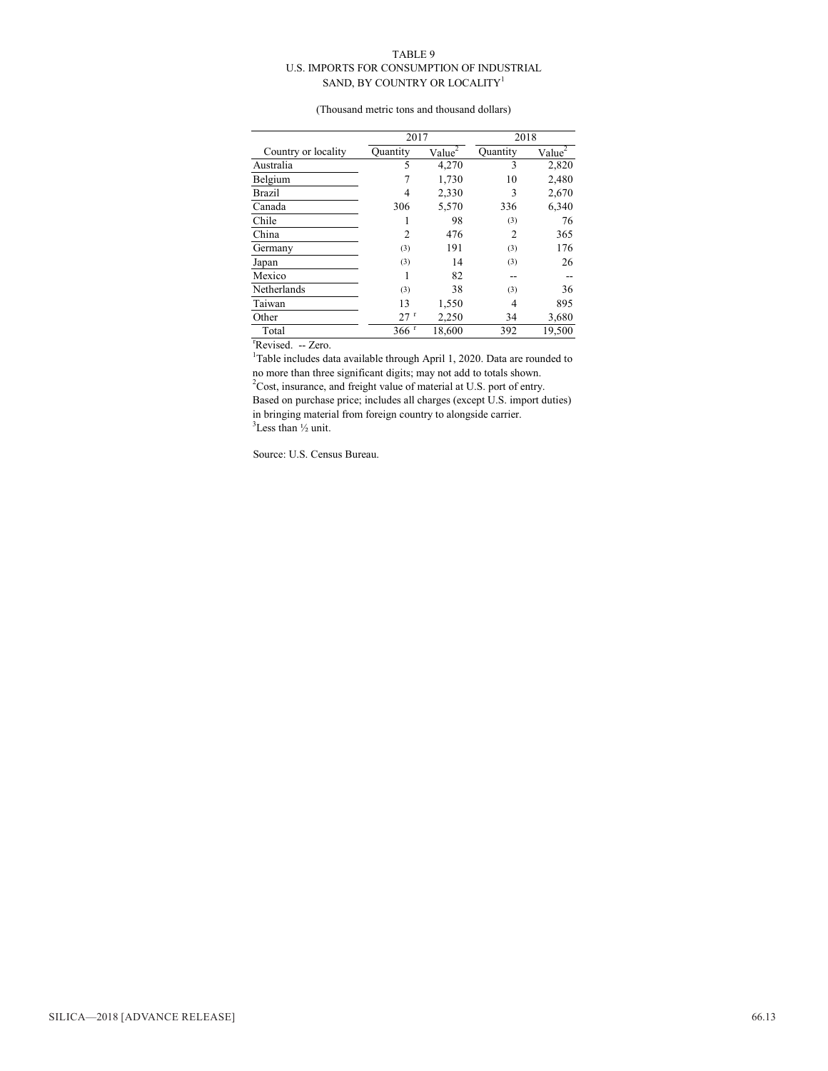TABLE 9
U.S. IMPORTS FOR CONSUMPTION OF INDUSTRIAL SAND, BY COUNTRY OR LOCALITY[1]

(Thousand metric tons and thousand dollars)

| | 2017 | | 2018 | |
|---|---|---|---|---|
| Country or locality | Quantity | Value[2] | Quantity | Value[2] |
| Australia | 5 | 4,270 | 3 | 2,820 |
| Belgium | 7 | 1,730 | 10 | 2,480 |
| Brazil | 4 | 2,330 | 3 | 2,670 |
| Canada | 306 | 5,570 | 336 | 6,340 |
| Chile | 1 | 98 | (3) | 76 |
| China | 2 | 476 | 2 | 365 |
| Germany | (3) | 191 | (3) | 176 |
| Japan | (3) | 14 | (3) | 26 |
| Mexico | 1 | 82 | -- | -- |
| Netherlands | (3) | 38 | (3) | 36 |
| Taiwan | 13 | 1,550 | 4 | 895 |
| Other | 27 r | 2,250 | 34 | 3,680 |
| Total | 366 r | 18,600 | 392 | 19,500 |

rRevised. -- Zero.

[1]Table includes data available through April 1, 2020. Data are rounded to no more than three significant digits; may not add to totals shown.

[2]Cost, insurance, and freight value of material at U.S. port of entry. Based on purchase price; includes all charges (except U.S. import duties) in bringing material from foreign country to alongside carrier.

[3]Less than ½ unit.

Source: U.S. Census Bureau.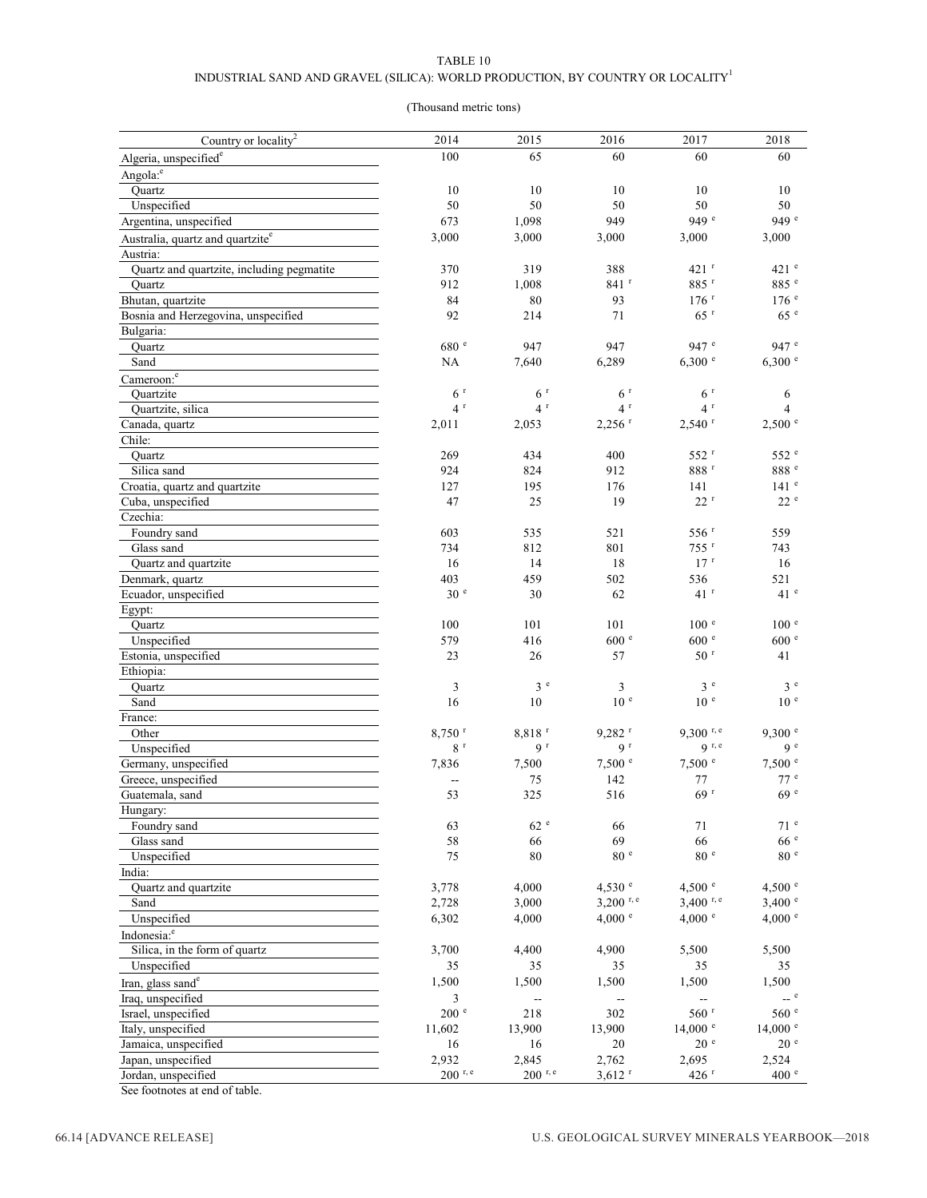TABLE 10

INDUSTRIAL SAND AND GRAVEL (SILICA): WORLD PRODUCTION, BY COUNTRY OR LOCALITY[1]

(Thousand metric tons)

| Country or locality[2] | 2014 | 2015 | 2016 | 2017 | 2018 |
|---|---|---|---|---|---|
| Algeria, unspecified[e] | 100 | 65 | 60 | 60 | 60 |
| Angola:[e] | | | | | |
| Quartz | 10 | 10 | 10 | 10 | 10 |
| Unspecified | 50 | 50 | 50 | 50 | 50 |
| Argentina, unspecified | 673 | 1,098 | 949 | 949 [e] | 949 [e] |
| Australia, quartz and quartzite[e] | 3,000 | 3,000 | 3,000 | 3,000 | 3,000 |
| Austria: | | | | | |
| Quartz and quartzite, including pegmatite | 370 | 319 | 388 | 421 [r] | 421 [e] |
| Quartz | 912 | 1,008 | 841 [r] | 885 [r] | 885 [e] |
| Bhutan, quartzite | 84 | 80 | 93 | 176 [r] | 176 [e] |
| Bosnia and Herzegovina, unspecified | 92 | 214 | 71 | 65 [r] | 65 [e] |
| Bulgaria: | | | | | |
| Quartz | 680 [e] | 947 | 947 | 947 [e] | 947 [e] |
| Sand | NA | 7,640 | 6,289 | 6,300 [e] | 6,300 [e] |
| Cameroon:[e] | | | | | |
| Quartzite | 6 [r] | 6 [r] | 6 [r] | 6 [r] | 6 |
| Quartzite, silica | 4 [r] | 4 [r] | 4 [r] | 4 [r] | 4 |
| Canada, quartz | 2,011 | 2,053 | 2,256 [r] | 2,540 [r] | 2,500 [e] |
| Chile: | | | | | |
| Quartz | 269 | 434 | 400 | 552 [r] | 552 [e] |
| Silica sand | 924 | 824 | 912 | 888 [r] | 888 [e] |
| Croatia, quartz and quartzite | 127 | 195 | 176 | 141 | 141 [e] |
| Cuba, unspecified | 47 | 25 | 19 | 22 [r] | 22 [e] |
| Czechia: | | | | | |
| Foundry sand | 603 | 535 | 521 | 556 [r] | 559 |
| Glass sand | 734 | 812 | 801 | 755 [r] | 743 |
| Quartz and quartzite | 16 | 14 | 18 | 17 [r] | 16 |
| Denmark, quartz | 403 | 459 | 502 | 536 | 521 |
| Ecuador, unspecified | 30 [e] | 30 | 62 | 41 [r] | 41 [e] |
| Egypt: | | | | | |
| Quartz | 100 | 101 | 101 | 100 [e] | 100 [e] |
| Unspecified | 579 | 416 | 600 [e] | 600 [e] | 600 [e] |
| Estonia, unspecified | 23 | 26 | 57 | 50 [r] | 41 |
| Ethiopia: | | | | | |
| Quartz | 3 | 3 [e] | 3 | 3 [e] | 3 [e] |
| Sand | 16 | 10 | 10 [e] | 10 [e] | 10 [e] |
| France: | | | | | |
| Other | 8,750 [r] | 8,818 [r] | 9,282 [r] | 9,300 [r, e] | 9,300 [e] |
| Unspecified | 8 [r] | 9 [r] | 9 [r] | 9 [r, e] | 9 [e] |
| Germany, unspecified | 7,836 | 7,500 | 7,500 [e] | 7,500 [e] | 7,500 [e] |
| Greece, unspecified | -- | 75 | 142 | 77 | 77 [e] |
| Guatemala, sand | 53 | 325 | 516 | 69 [r] | 69 [e] |
| Hungary: | | | | | |
| Foundry sand | 63 | 62 [e] | 66 | 71 | 71 [e] |
| Glass sand | 58 | 66 | 69 | 66 | 66 [e] |
| Unspecified | 75 | 80 | 80 [e] | 80 [e] | 80 [e] |
| India: | | | | | |
| Quartz and quartzite | 3,778 | 4,000 | 4,530 [e] | 4,500 [e] | 4,500 [e] |
| Sand | 2,728 | 3,000 | 3,200 [r, e] | 3,400 [r, e] | 3,400 [e] |
| Unspecified | 6,302 | 4,000 | 4,000 [e] | 4,000 [e] | 4,000 [e] |
| Indonesia:[e] | | | | | |
| Silica, in the form of quartz | 3,700 | 4,400 | 4,900 | 5,500 | 5,500 |
| Unspecified | 35 | 35 | 35 | 35 | 35 |
| Iran, glass sand[e] | 1,500 | 1,500 | 1,500 | 1,500 | 1,500 |
| Iraq, unspecified | 3 | -- | -- | -- | -- [e] |
| Israel, unspecified | 200 [e] | 218 | 302 | 560 [r] | 560 [e] |
| Italy, unspecified | 11,602 | 13,900 | 13,900 | 14,000 [e] | 14,000 [e] |
| Jamaica, unspecified | 16 | 16 | 20 | 20 [e] | 20 [e] |
| Japan, unspecified | 2,932 | 2,845 | 2,762 | 2,695 | 2,524 |
| Jordan, unspecified | 200 [r, e] | 200 [r, e] | 3,612 [r] | 426 [r] | 400 [e] |

See footnotes at end of table.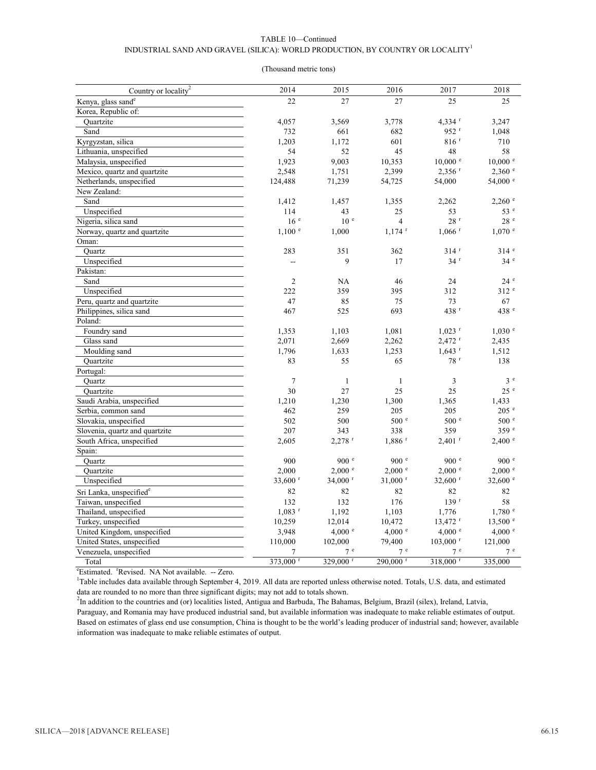TABLE 10—Continued

INDUSTRIAL SAND AND GRAVEL (SILICA): WORLD PRODUCTION, BY COUNTRY OR LOCALITY[1]

(Thousand metric tons)

| Country or locality[2] | 2014 | 2015 | 2016 | 2017 | 2018 |
|---|---|---|---|---|---|
| Kenya, glass sand[e] | 22 | 27 | 27 | 25 | 25 |
| Korea, Republic of: | | | | | |
| Quartzite | 4,057 | 3,569 | 3,778 | 4,334 [r] | 3,247 |
| Sand | 732 | 661 | 682 | 952 [r] | 1,048 |
| Kyrgyzstan, silica | 1,203 | 1,172 | 601 | 816 [r] | 710 |
| Lithuania, unspecified | 54 | 52 | 45 | 48 | 58 |
| Malaysia, unspecified | 1,923 | 9,003 | 10,353 | 10,000 [e] | 10,000 [e] |
| Mexico, quartz and quartzite | 2,548 | 1,751 | 2,399 | 2,356 [r] | 2,360 [e] |
| Netherlands, unspecified | 124,488 | 71,239 | 54,725 | 54,000 | 54,000 [e] |
| New Zealand: | | | | | |
| Sand | 1,412 | 1,457 | 1,355 | 2,262 | 2,260 [e] |
| Unspecified | 114 | 43 | 25 | 53 | 53 [e] |
| Nigeria, silica sand | 16 [e] | 10 [e] | 4 | 28 [r] | 28 [e] |
| Norway, quartz and quartzite | 1,100 [e] | 1,000 | 1,174 [r] | 1,066 [r] | 1,070 [e] |
| Oman: | | | | | |
| Quartz | 283 | 351 | 362 | 314 [r] | 314 [e] |
| Unspecified | -- | 9 | 17 | 34 [r] | 34 [e] |
| Pakistan: | | | | | |
| Sand | 2 | NA | 46 | 24 | 24 [e] |
| Unspecified | 222 | 359 | 395 | 312 | 312 [e] |
| Peru, quartz and quartzite | 47 | 85 | 75 | 73 | 67 |
| Philippines, silica sand | 467 | 525 | 693 | 438 [r] | 438 [e] |
| Poland: | | | | | |
| Foundry sand | 1,353 | 1,103 | 1,081 | 1,023 [r] | 1,030 [e] |
| Glass sand | 2,071 | 2,669 | 2,262 | 2,472 [r] | 2,435 |
| Moulding sand | 1,796 | 1,633 | 1,253 | 1,643 [r] | 1,512 |
| Quartzite | 83 | 55 | 65 | 78 [r] | 138 |
| Portugal: | | | | | |
| Quartz | 7 | 1 | 1 | 3 | 3 [e] |
| Quartzite | 30 | 27 | 25 | 25 | 25 [e] |
| Saudi Arabia, unspecified | 1,210 | 1,230 | 1,300 | 1,365 | 1,433 |
| Serbia, common sand | 462 | 259 | 205 | 205 | 205 [e] |
| Slovakia, unspecified | 502 | 500 | 500 [e] | 500 [e] | 500 [e] |
| Slovenia, quartz and quartzite | 207 | 343 | 338 | 359 | 359 [e] |
| South Africa, unspecified | 2,605 | 2,278 [r] | 1,886 [r] | 2,401 [r] | 2,400 [e] |
| Spain: | | | | | |
| Quartz | 900 | 900 [e] | 900 [e] | 900 [e] | 900 [e] |
| Quartzite | 2,000 | 2,000 [e] | 2,000 [e] | 2,000 [e] | 2,000 [e] |
| Unspecified | 33,600 [r] | 34,000 [r] | 31,000 [r] | 32,600 [r] | 32,600 [e] |
| Sri Lanka, unspecified[e] | 82 | 82 | 82 | 82 | 82 |
| Taiwan, unspecified | 132 | 132 | 176 | 139 [r] | 58 |
| Thailand, unspecified | 1,083 [r] | 1,192 | 1,103 | 1,776 | 1,780 [e] |
| Turkey, unspecified | 10,259 | 12,014 | 10,472 | 13,472 [r] | 13,500 [e] |
| United Kingdom, unspecified | 3,948 | 4,000 [e] | 4,000 [e] | 4,000 [e] | 4,000 [e] |
| United States, unspecified | 110,000 | 102,000 | 79,400 | 103,000 [r] | 121,000 |
| Venezuela, unspecified | 7 | 7 [e] | 7 [e] | 7 [e] | 7 [e] |
| Total | 373,000 [r] | 329,000 [r] | 290,000 [r] | 318,000 [r] | 335,000 |

[e]Estimated. [r]Revised. NA Not available. -- Zero.

[1]Table includes data available through September 4, 2019. All data are reported unless otherwise noted. Totals, U.S. data, and estimated data are rounded to no more than three significant digits; may not add to totals shown.

[2]In addition to the countries and (or) localities listed, Antigua and Barbuda, The Bahamas, Belgium, Brazil (silex), Ireland, Latvia, Paraguay, and Romania may have produced industrial sand, but available information was inadequate to make reliable estimates of output. Based on estimates of glass end use consumption, China is thought to be the world's leading producer of industrial sand; however, available information was inadequate to make reliable estimates of output.